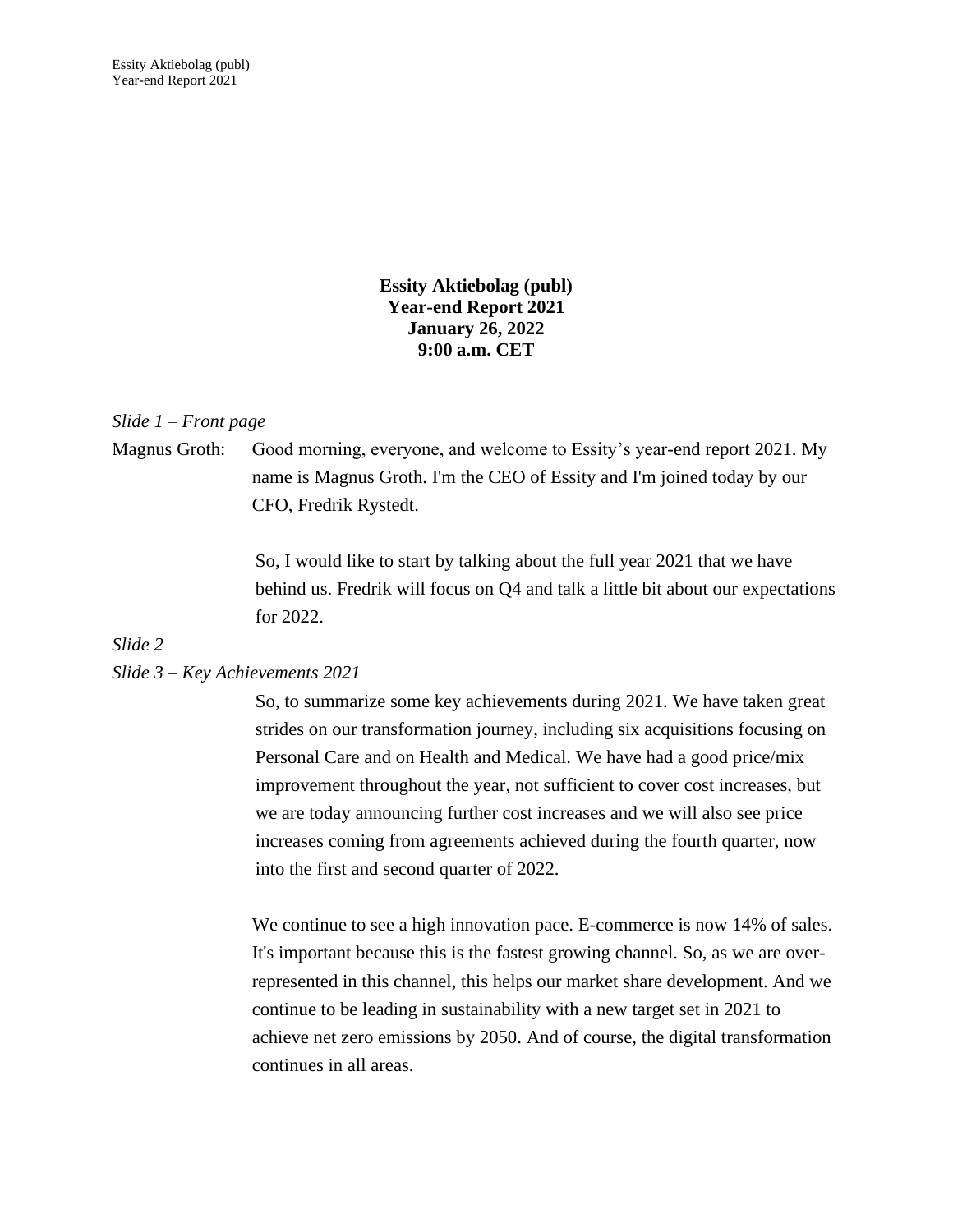**Essity Aktiebolag (publ)**
**Year-end Report 2021**
**January 26, 2022**
**9:00 a.m. CET**

*Slide 1 – Front page*

Magnus Groth: Good morning, everyone, and welcome to Essity's year-end report 2021. My name is Magnus Groth. I'm the CEO of Essity and I'm joined today by our CFO, Fredrik Rystedt.

So, I would like to start by talking about the full year 2021 that we have behind us. Fredrik will focus on Q4 and talk a little bit about our expectations for 2022.

*Slide 2*

*Slide 3 – Key Achievements 2021*

So, to summarize some key achievements during 2021. We have taken great strides on our transformation journey, including six acquisitions focusing on Personal Care and on Health and Medical. We have had a good price/mix improvement throughout the year, not sufficient to cover cost increases, but we are today announcing further cost increases and we will also see price increases coming from agreements achieved during the fourth quarter, now into the first and second quarter of 2022.

We continue to see a high innovation pace. E-commerce is now 14% of sales. It's important because this is the fastest growing channel. So, as we are over-represented in this channel, this helps our market share development. And we continue to be leading in sustainability with a new target set in 2021 to achieve net zero emissions by 2050. And of course, the digital transformation continues in all areas.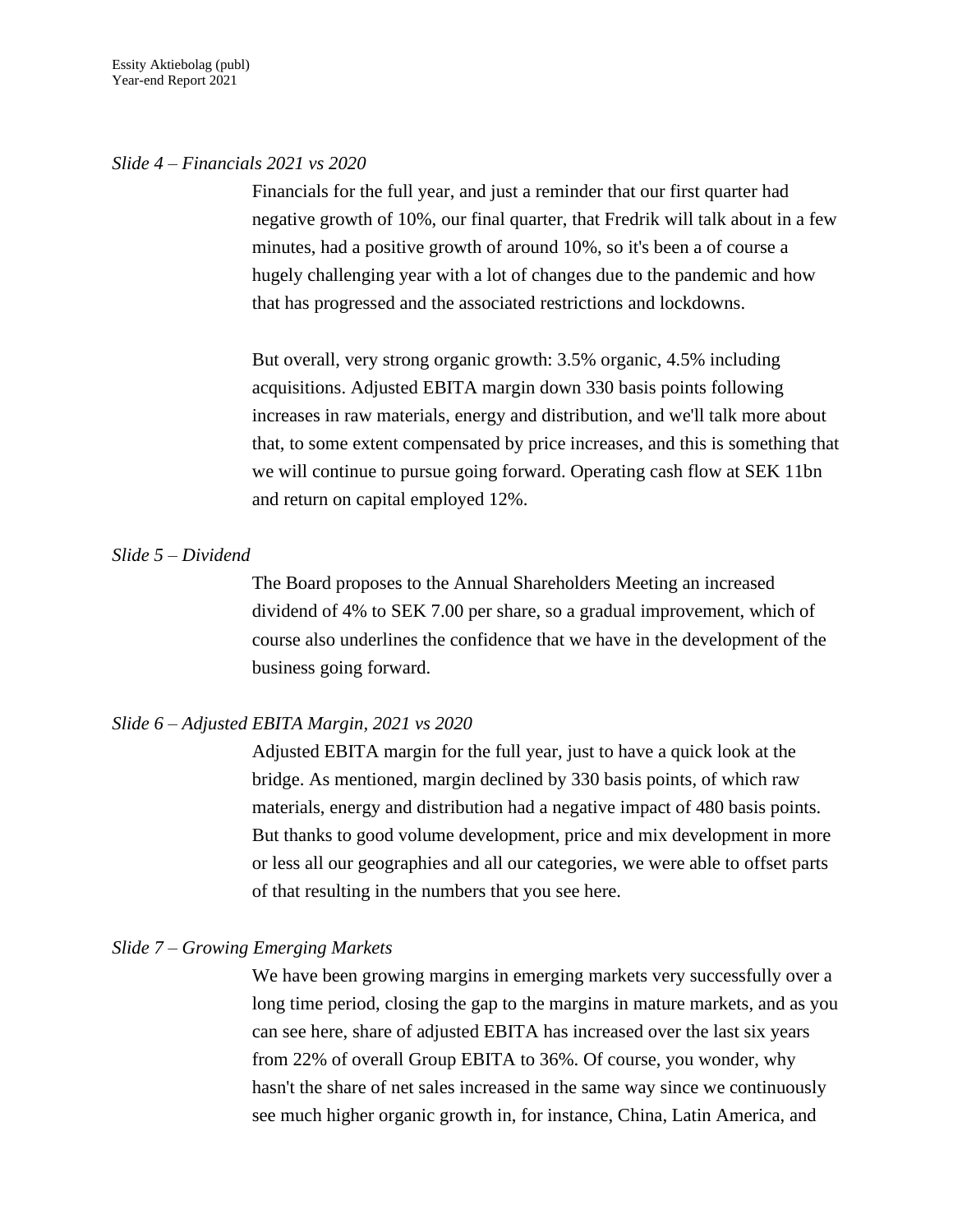*Slide 4 – Financials 2021 vs 2020*

Financials for the full year, and just a reminder that our first quarter had negative growth of 10%, our final quarter, that Fredrik will talk about in a few minutes, had a positive growth of around 10%, so it's been a of course a hugely challenging year with a lot of changes due to the pandemic and how that has progressed and the associated restrictions and lockdowns.

But overall, very strong organic growth: 3.5% organic, 4.5% including acquisitions. Adjusted EBITA margin down 330 basis points following increases in raw materials, energy and distribution, and we'll talk more about that, to some extent compensated by price increases, and this is something that we will continue to pursue going forward. Operating cash flow at SEK 11bn and return on capital employed 12%.

*Slide 5 – Dividend*

The Board proposes to the Annual Shareholders Meeting an increased dividend of 4% to SEK 7.00 per share, so a gradual improvement, which of course also underlines the confidence that we have in the development of the business going forward.

*Slide 6 – Adjusted EBITA Margin, 2021 vs 2020*

Adjusted EBITA margin for the full year, just to have a quick look at the bridge. As mentioned, margin declined by 330 basis points, of which raw materials, energy and distribution had a negative impact of 480 basis points. But thanks to good volume development, price and mix development in more or less all our geographies and all our categories, we were able to offset parts of that resulting in the numbers that you see here.

*Slide 7 – Growing Emerging Markets*

We have been growing margins in emerging markets very successfully over a long time period, closing the gap to the margins in mature markets, and as you can see here, share of adjusted EBITA has increased over the last six years from 22% of overall Group EBITA to 36%. Of course, you wonder, why hasn't the share of net sales increased in the same way since we continuously see much higher organic growth in, for instance, China, Latin America, and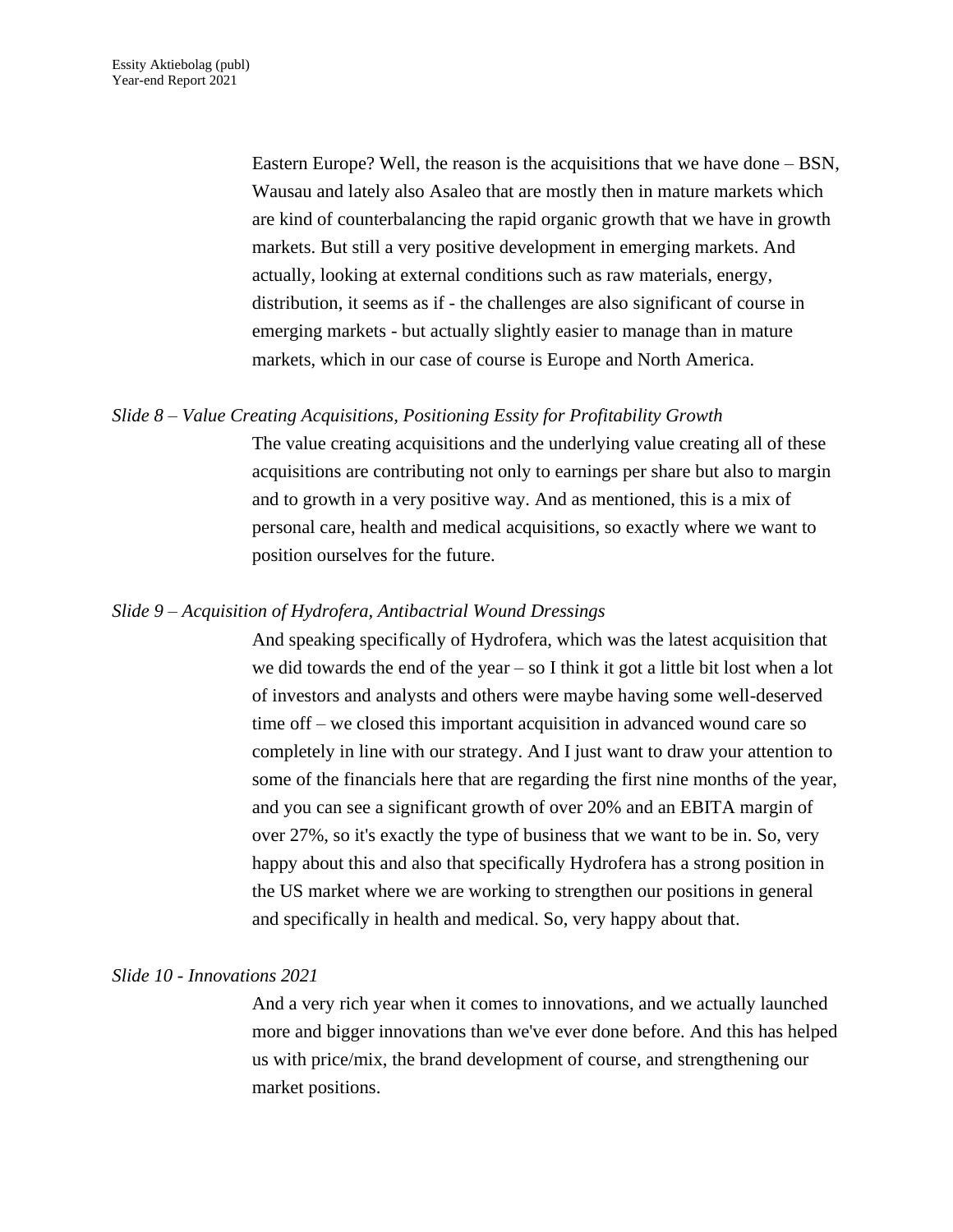Eastern Europe? Well, the reason is the acquisitions that we have done – BSN, Wausau and lately also Asaleo that are mostly then in mature markets which are kind of counterbalancing the rapid organic growth that we have in growth markets. But still a very positive development in emerging markets. And actually, looking at external conditions such as raw materials, energy, distribution, it seems as if - the challenges are also significant of course in emerging markets - but actually slightly easier to manage than in mature markets, which in our case of course is Europe and North America.

*Slide 8 – Value Creating Acquisitions, Positioning Essity for Profitability Growth*

The value creating acquisitions and the underlying value creating all of these acquisitions are contributing not only to earnings per share but also to margin and to growth in a very positive way. And as mentioned, this is a mix of personal care, health and medical acquisitions, so exactly where we want to position ourselves for the future.

*Slide 9 – Acquisition of Hydrofera, Antibactrial Wound Dressings*

And speaking specifically of Hydrofera, which was the latest acquisition that we did towards the end of the year – so I think it got a little bit lost when a lot of investors and analysts and others were maybe having some well-deserved time off – we closed this important acquisition in advanced wound care so completely in line with our strategy. And I just want to draw your attention to some of the financials here that are regarding the first nine months of the year, and you can see a significant growth of over 20% and an EBITA margin of over 27%, so it's exactly the type of business that we want to be in. So, very happy about this and also that specifically Hydrofera has a strong position in the US market where we are working to strengthen our positions in general and specifically in health and medical. So, very happy about that.

*Slide 10 - Innovations 2021*

And a very rich year when it comes to innovations, and we actually launched more and bigger innovations than we've ever done before. And this has helped us with price/mix, the brand development of course, and strengthening our market positions.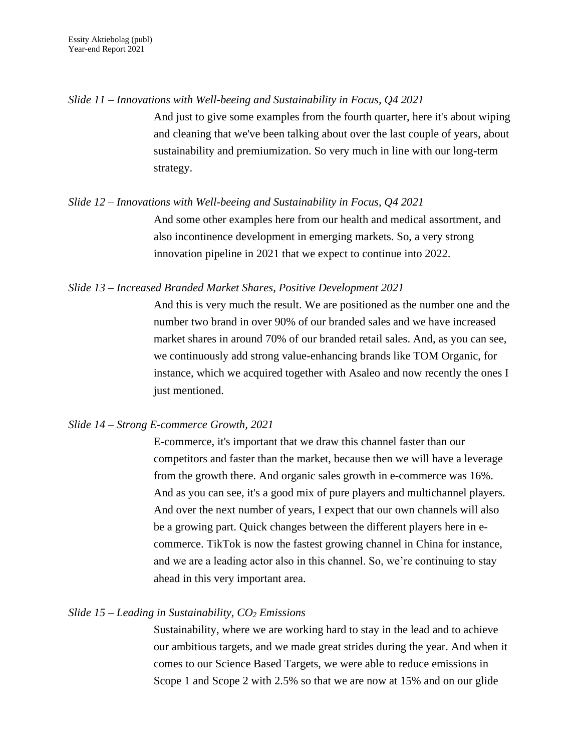*Slide 11 – Innovations with Well-beeing and Sustainability in Focus, Q4 2021*

And just to give some examples from the fourth quarter, here it's about wiping and cleaning that we've been talking about over the last couple of years, about sustainability and premiumization. So very much in line with our long-term strategy.

*Slide 12 – Innovations with Well-beeing and Sustainability in Focus, Q4 2021*

And some other examples here from our health and medical assortment, and also incontinence development in emerging markets. So, a very strong innovation pipeline in 2021 that we expect to continue into 2022.

*Slide 13 – Increased Branded Market Shares, Positive Development 2021*

And this is very much the result. We are positioned as the number one and the number two brand in over 90% of our branded sales and we have increased market shares in around 70% of our branded retail sales. And, as you can see, we continuously add strong value-enhancing brands like TOM Organic, for instance, which we acquired together with Asaleo and now recently the ones I just mentioned.

*Slide 14 – Strong E-commerce Growth, 2021*

E-commerce, it's important that we draw this channel faster than our competitors and faster than the market, because then we will have a leverage from the growth there. And organic sales growth in e-commerce was 16%. And as you can see, it's a good mix of pure players and multichannel players. And over the next number of years, I expect that our own channels will also be a growing part. Quick changes between the different players here in e-commerce. TikTok is now the fastest growing channel in China for instance, and we are a leading actor also in this channel. So, we're continuing to stay ahead in this very important area.

*Slide 15 – Leading in Sustainability, $CO_2$ Emissions*

Sustainability, where we are working hard to stay in the lead and to achieve our ambitious targets, and we made great strides during the year. And when it comes to our Science Based Targets, we were able to reduce emissions in Scope 1 and Scope 2 with 2.5% so that we are now at 15% and on our glide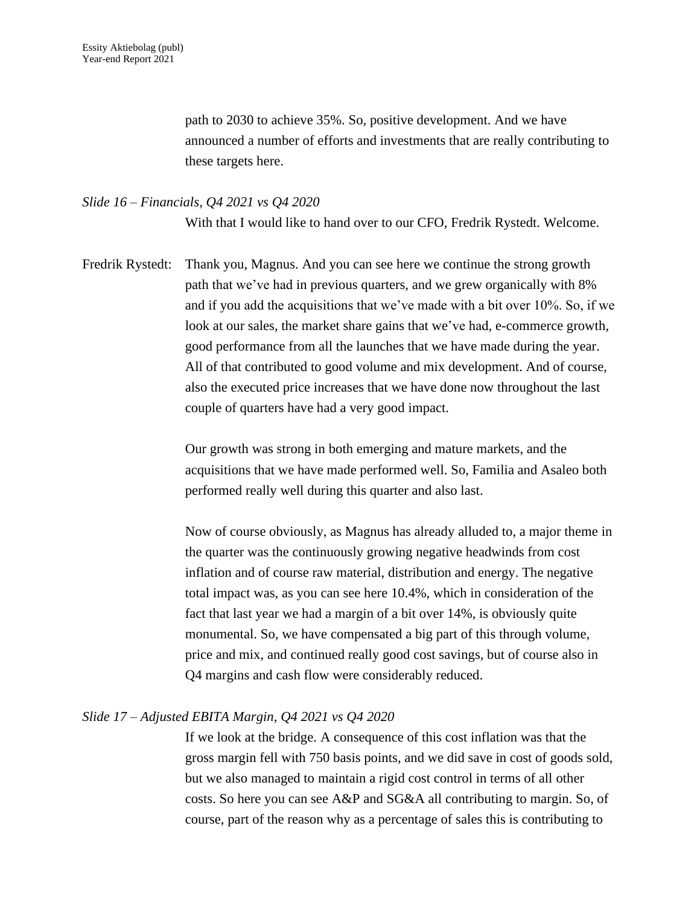path to 2030 to achieve 35%. So, positive development. And we have announced a number of efforts and investments that are really contributing to these targets here.

*Slide 16 – Financials, Q4 2021 vs Q4 2020*

With that I would like to hand over to our CFO, Fredrik Rystedt. Welcome.

Fredrik Rystedt: Thank you, Magnus. And you can see here we continue the strong growth path that we've had in previous quarters, and we grew organically with 8% and if you add the acquisitions that we've made with a bit over 10%. So, if we look at our sales, the market share gains that we've had, e-commerce growth, good performance from all the launches that we have made during the year. All of that contributed to good volume and mix development. And of course, also the executed price increases that we have done now throughout the last couple of quarters have had a very good impact.

Our growth was strong in both emerging and mature markets, and the acquisitions that we have made performed well. So, Familia and Asaleo both performed really well during this quarter and also last.

Now of course obviously, as Magnus has already alluded to, a major theme in the quarter was the continuously growing negative headwinds from cost inflation and of course raw material, distribution and energy. The negative total impact was, as you can see here 10.4%, which in consideration of the fact that last year we had a margin of a bit over 14%, is obviously quite monumental. So, we have compensated a big part of this through volume, price and mix, and continued really good cost savings, but of course also in Q4 margins and cash flow were considerably reduced.

*Slide 17 – Adjusted EBITA Margin, Q4 2021 vs Q4 2020*

If we look at the bridge. A consequence of this cost inflation was that the gross margin fell with 750 basis points, and we did save in cost of goods sold, but we also managed to maintain a rigid cost control in terms of all other costs. So here you can see A&P and SG&A all contributing to margin. So, of course, part of the reason why as a percentage of sales this is contributing to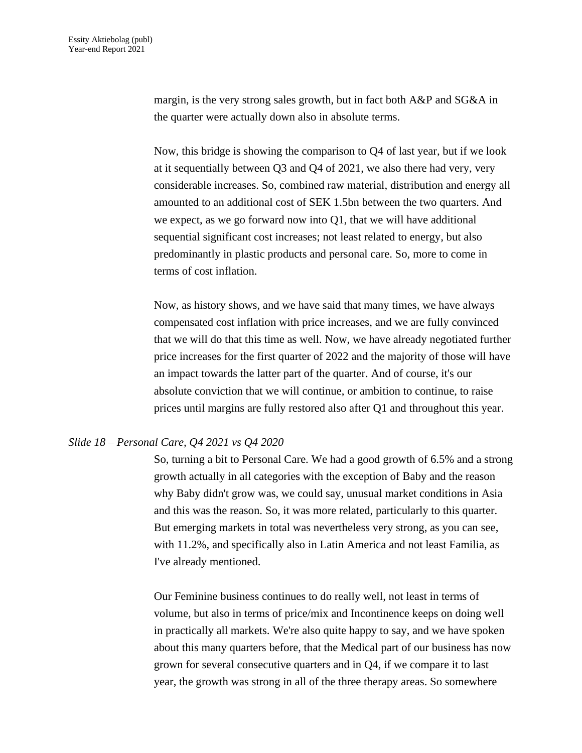margin, is the very strong sales growth, but in fact both A&P and SG&A in the quarter were actually down also in absolute terms.

Now, this bridge is showing the comparison to Q4 of last year, but if we look at it sequentially between Q3 and Q4 of 2021, we also there had very, very considerable increases. So, combined raw material, distribution and energy all amounted to an additional cost of SEK 1.5bn between the two quarters. And we expect, as we go forward now into Q1, that we will have additional sequential significant cost increases; not least related to energy, but also predominantly in plastic products and personal care. So, more to come in terms of cost inflation.

Now, as history shows, and we have said that many times, we have always compensated cost inflation with price increases, and we are fully convinced that we will do that this time as well. Now, we have already negotiated further price increases for the first quarter of 2022 and the majority of those will have an impact towards the latter part of the quarter. And of course, it's our absolute conviction that we will continue, or ambition to continue, to raise prices until margins are fully restored also after Q1 and throughout this year.

*Slide 18 – Personal Care, Q4 2021 vs Q4 2020*

So, turning a bit to Personal Care. We had a good growth of 6.5% and a strong growth actually in all categories with the exception of Baby and the reason why Baby didn't grow was, we could say, unusual market conditions in Asia and this was the reason. So, it was more related, particularly to this quarter. But emerging markets in total was nevertheless very strong, as you can see, with 11.2%, and specifically also in Latin America and not least Familia, as I've already mentioned.

Our Feminine business continues to do really well, not least in terms of volume, but also in terms of price/mix and Incontinence keeps on doing well in practically all markets. We're also quite happy to say, and we have spoken about this many quarters before, that the Medical part of our business has now grown for several consecutive quarters and in Q4, if we compare it to last year, the growth was strong in all of the three therapy areas. So somewhere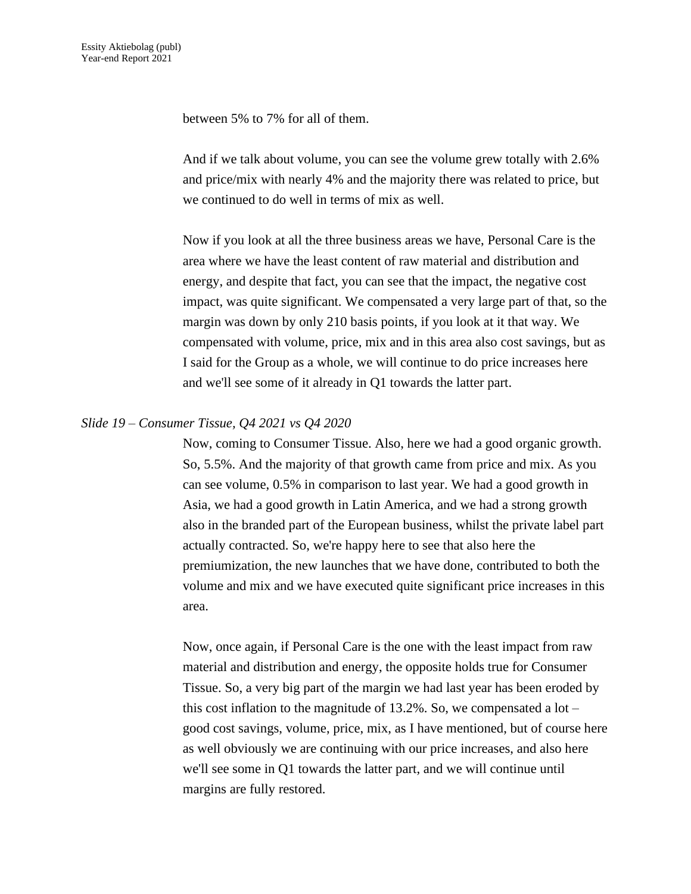between 5% to 7% for all of them.

And if we talk about volume, you can see the volume grew totally with 2.6% and price/mix with nearly 4% and the majority there was related to price, but we continued to do well in terms of mix as well.

Now if you look at all the three business areas we have, Personal Care is the area where we have the least content of raw material and distribution and energy, and despite that fact, you can see that the impact, the negative cost impact, was quite significant. We compensated a very large part of that, so the margin was down by only 210 basis points, if you look at it that way. We compensated with volume, price, mix and in this area also cost savings, but as I said for the Group as a whole, we will continue to do price increases here and we'll see some of it already in Q1 towards the latter part.

*Slide 19 – Consumer Tissue, Q4 2021 vs Q4 2020*

Now, coming to Consumer Tissue. Also, here we had a good organic growth. So, 5.5%. And the majority of that growth came from price and mix. As you can see volume, 0.5% in comparison to last year. We had a good growth in Asia, we had a good growth in Latin America, and we had a strong growth also in the branded part of the European business, whilst the private label part actually contracted. So, we're happy here to see that also here the premiumization, the new launches that we have done, contributed to both the volume and mix and we have executed quite significant price increases in this area.

Now, once again, if Personal Care is the one with the least impact from raw material and distribution and energy, the opposite holds true for Consumer Tissue. So, a very big part of the margin we had last year has been eroded by this cost inflation to the magnitude of 13.2%. So, we compensated a lot – good cost savings, volume, price, mix, as I have mentioned, but of course here as well obviously we are continuing with our price increases, and also here we'll see some in Q1 towards the latter part, and we will continue until margins are fully restored.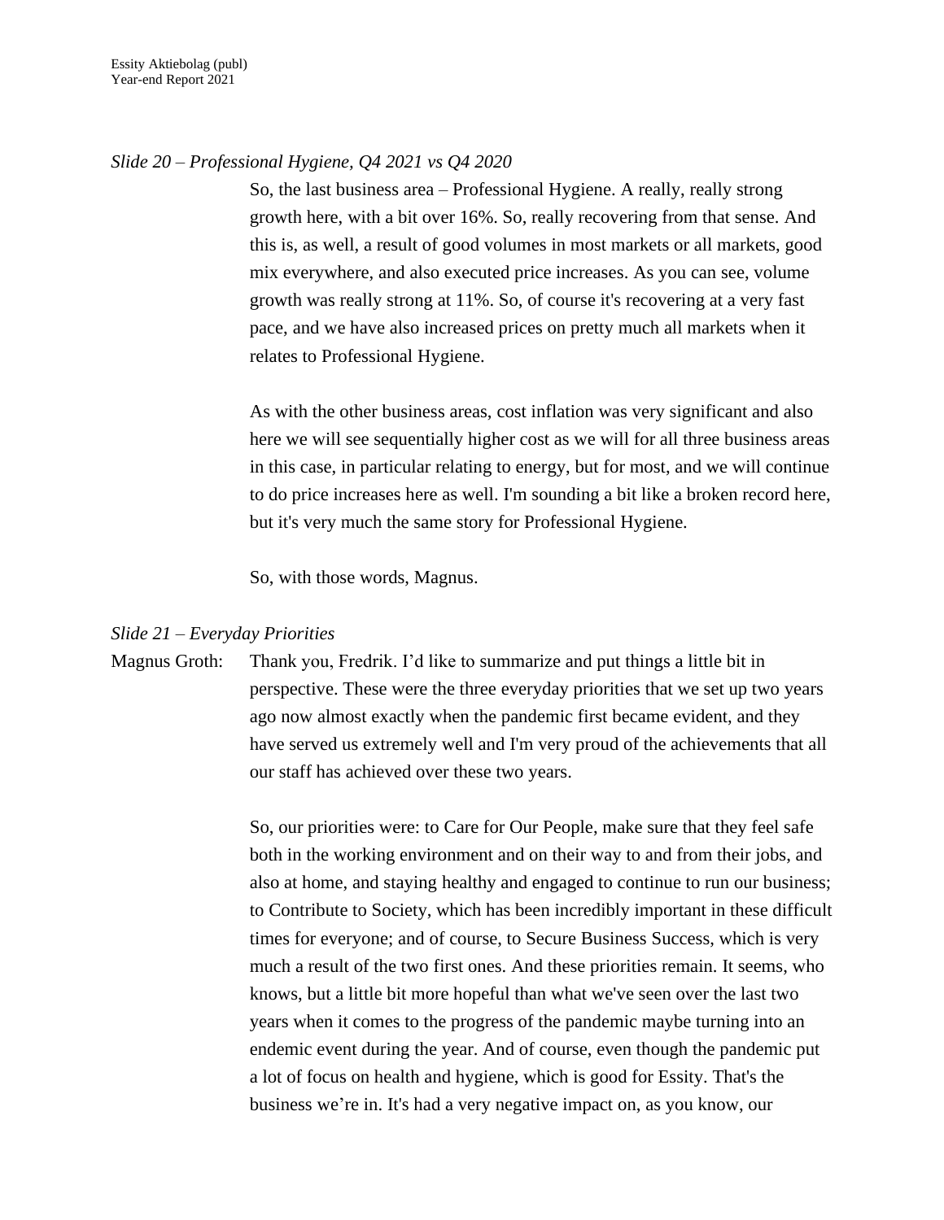*Slide 20 – Professional Hygiene, Q4 2021 vs Q4 2020*

So, the last business area – Professional Hygiene. A really, really strong growth here, with a bit over 16%. So, really recovering from that sense. And this is, as well, a result of good volumes in most markets or all markets, good mix everywhere, and also executed price increases. As you can see, volume growth was really strong at 11%. So, of course it's recovering at a very fast pace, and we have also increased prices on pretty much all markets when it relates to Professional Hygiene.

As with the other business areas, cost inflation was very significant and also here we will see sequentially higher cost as we will for all three business areas in this case, in particular relating to energy, but for most, and we will continue to do price increases here as well. I'm sounding a bit like a broken record here, but it's very much the same story for Professional Hygiene.

So, with those words, Magnus.

*Slide 21 – Everyday Priorities*

Magnus Groth: Thank you, Fredrik. I'd like to summarize and put things a little bit in perspective. These were the three everyday priorities that we set up two years ago now almost exactly when the pandemic first became evident, and they have served us extremely well and I'm very proud of the achievements that all our staff has achieved over these two years.

So, our priorities were: to Care for Our People, make sure that they feel safe both in the working environment and on their way to and from their jobs, and also at home, and staying healthy and engaged to continue to run our business; to Contribute to Society, which has been incredibly important in these difficult times for everyone; and of course, to Secure Business Success, which is very much a result of the two first ones. And these priorities remain. It seems, who knows, but a little bit more hopeful than what we've seen over the last two years when it comes to the progress of the pandemic maybe turning into an endemic event during the year. And of course, even though the pandemic put a lot of focus on health and hygiene, which is good for Essity. That's the business we're in. It's had a very negative impact on, as you know, our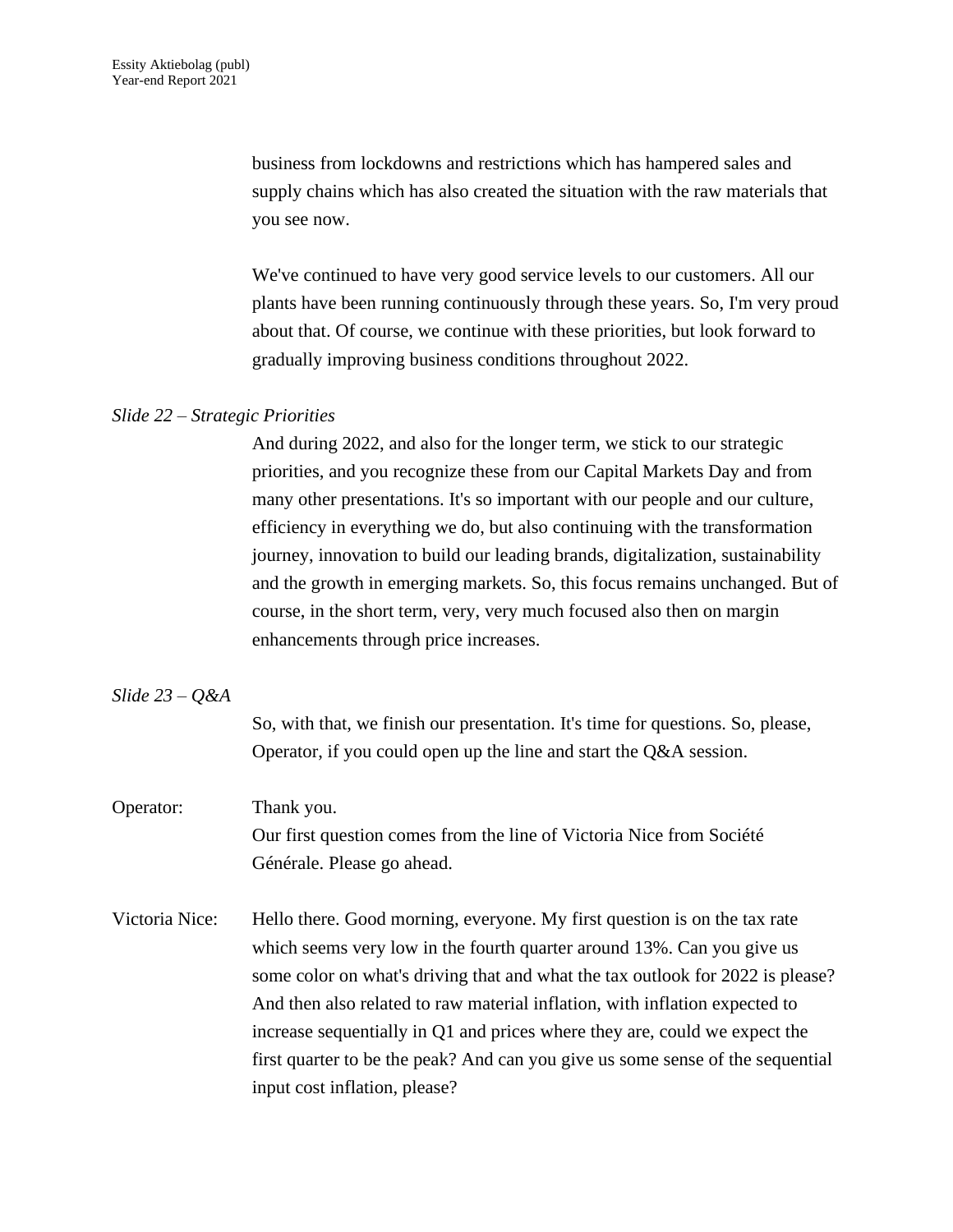business from lockdowns and restrictions which has hampered sales and supply chains which has also created the situation with the raw materials that you see now.

We've continued to have very good service levels to our customers. All our plants have been running continuously through these years. So, I'm very proud about that. Of course, we continue with these priorities, but look forward to gradually improving business conditions throughout 2022.

*Slide 22 – Strategic Priorities*

And during 2022, and also for the longer term, we stick to our strategic priorities, and you recognize these from our Capital Markets Day and from many other presentations. It's so important with our people and our culture, efficiency in everything we do, but also continuing with the transformation journey, innovation to build our leading brands, digitalization, sustainability and the growth in emerging markets. So, this focus remains unchanged. But of course, in the short term, very, very much focused also then on margin enhancements through price increases.

*Slide 23 – Q&A*

So, with that, we finish our presentation. It's time for questions. So, please, Operator, if you could open up the line and start the Q&A session.

Operator: Thank you.
Our first question comes from the line of Victoria Nice from Société Générale. Please go ahead.

Victoria Nice: Hello there. Good morning, everyone. My first question is on the tax rate which seems very low in the fourth quarter around 13%. Can you give us some color on what's driving that and what the tax outlook for 2022 is please? And then also related to raw material inflation, with inflation expected to increase sequentially in Q1 and prices where they are, could we expect the first quarter to be the peak? And can you give us some sense of the sequential input cost inflation, please?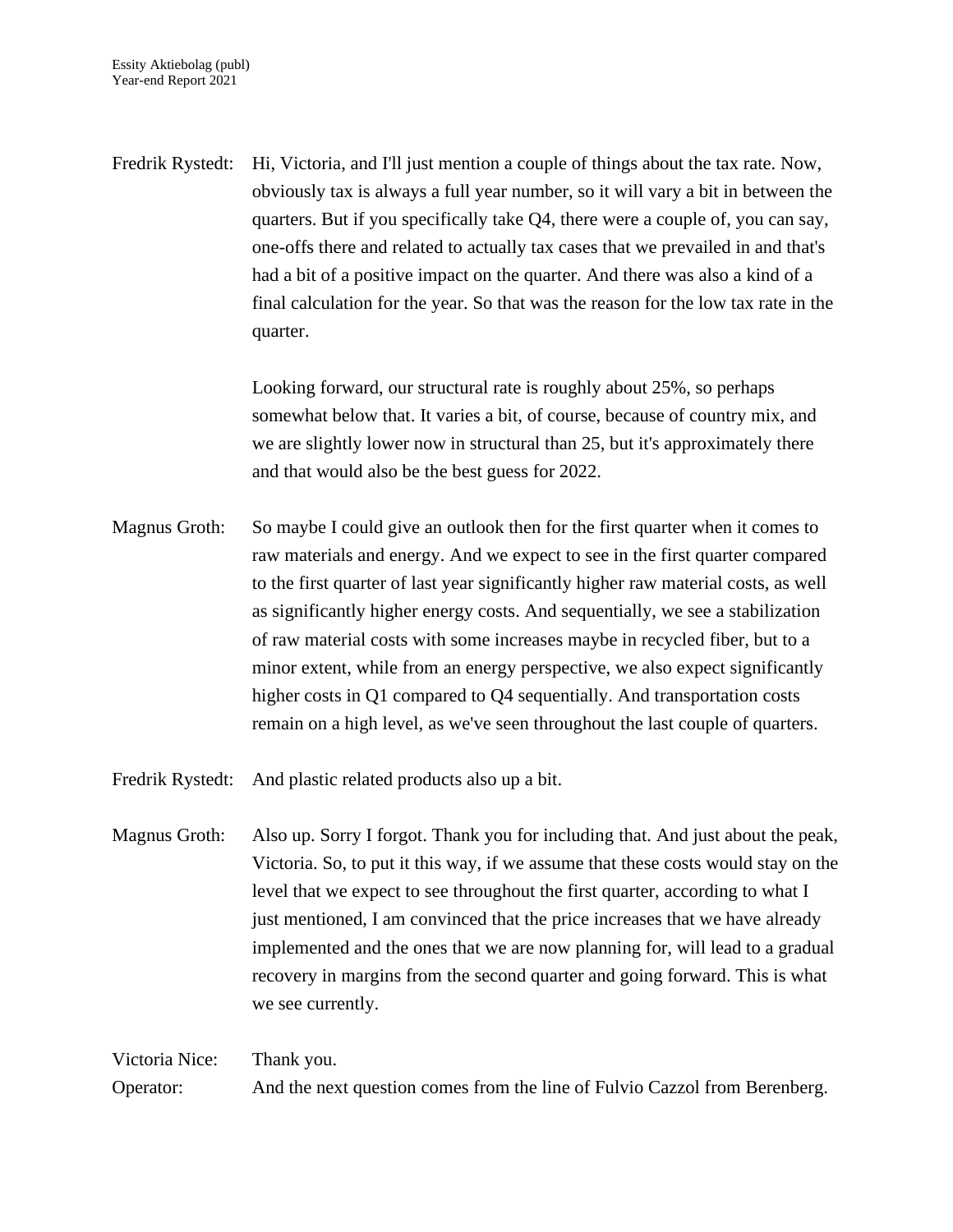Fredrik Rystedt: Hi, Victoria, and I'll just mention a couple of things about the tax rate. Now, obviously tax is always a full year number, so it will vary a bit in between the quarters. But if you specifically take Q4, there were a couple of, you can say, one-offs there and related to actually tax cases that we prevailed in and that's had a bit of a positive impact on the quarter. And there was also a kind of a final calculation for the year. So that was the reason for the low tax rate in the quarter.

Looking forward, our structural rate is roughly about 25%, so perhaps somewhat below that. It varies a bit, of course, because of country mix, and we are slightly lower now in structural than 25, but it's approximately there and that would also be the best guess for 2022.

Magnus Groth: So maybe I could give an outlook then for the first quarter when it comes to raw materials and energy. And we expect to see in the first quarter compared to the first quarter of last year significantly higher raw material costs, as well as significantly higher energy costs. And sequentially, we see a stabilization of raw material costs with some increases maybe in recycled fiber, but to a minor extent, while from an energy perspective, we also expect significantly higher costs in Q1 compared to Q4 sequentially. And transportation costs remain on a high level, as we've seen throughout the last couple of quarters.

Fredrik Rystedt: And plastic related products also up a bit.

Magnus Groth: Also up. Sorry I forgot. Thank you for including that. And just about the peak, Victoria. So, to put it this way, if we assume that these costs would stay on the level that we expect to see throughout the first quarter, according to what I just mentioned, I am convinced that the price increases that we have already implemented and the ones that we are now planning for, will lead to a gradual recovery in margins from the second quarter and going forward. This is what we see currently.

Victoria Nice: Thank you.

Operator: And the next question comes from the line of Fulvio Cazzol from Berenberg.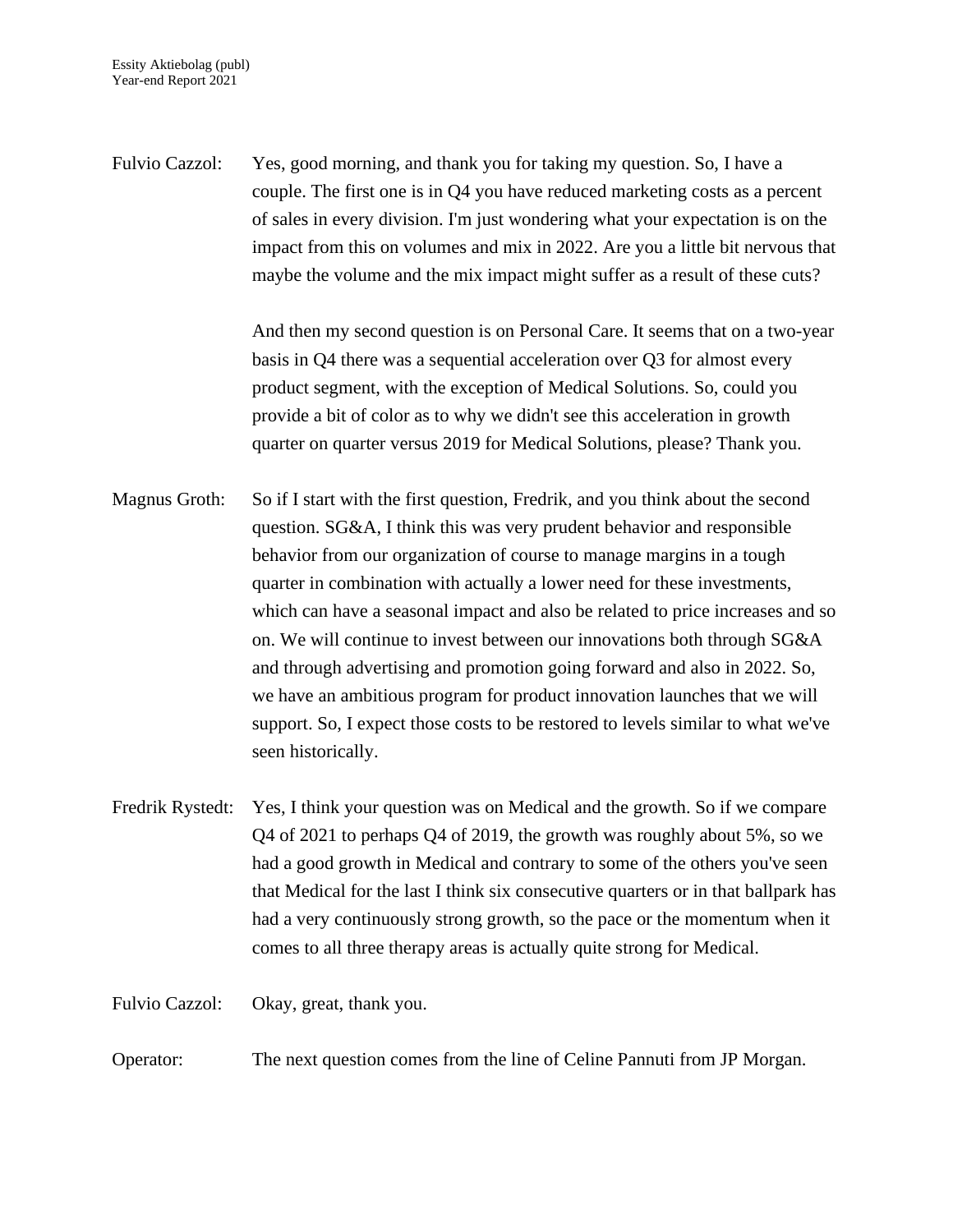Fulvio Cazzol: Yes, good morning, and thank you for taking my question. So, I have a couple. The first one is in Q4 you have reduced marketing costs as a percent of sales in every division. I'm just wondering what your expectation is on the impact from this on volumes and mix in 2022. Are you a little bit nervous that maybe the volume and the mix impact might suffer as a result of these cuts?

And then my second question is on Personal Care. It seems that on a two-year basis in Q4 there was a sequential acceleration over Q3 for almost every product segment, with the exception of Medical Solutions. So, could you provide a bit of color as to why we didn't see this acceleration in growth quarter on quarter versus 2019 for Medical Solutions, please? Thank you.

Magnus Groth: So if I start with the first question, Fredrik, and you think about the second question. SG&A, I think this was very prudent behavior and responsible behavior from our organization of course to manage margins in a tough quarter in combination with actually a lower need for these investments, which can have a seasonal impact and also be related to price increases and so on. We will continue to invest between our innovations both through SG&A and through advertising and promotion going forward and also in 2022. So, we have an ambitious program for product innovation launches that we will support. So, I expect those costs to be restored to levels similar to what we've seen historically.

Fredrik Rystedt: Yes, I think your question was on Medical and the growth. So if we compare Q4 of 2021 to perhaps Q4 of 2019, the growth was roughly about 5%, so we had a good growth in Medical and contrary to some of the others you've seen that Medical for the last I think six consecutive quarters or in that ballpark has had a very continuously strong growth, so the pace or the momentum when it comes to all three therapy areas is actually quite strong for Medical.

Fulvio Cazzol: Okay, great, thank you.

Operator: The next question comes from the line of Celine Pannuti from JP Morgan.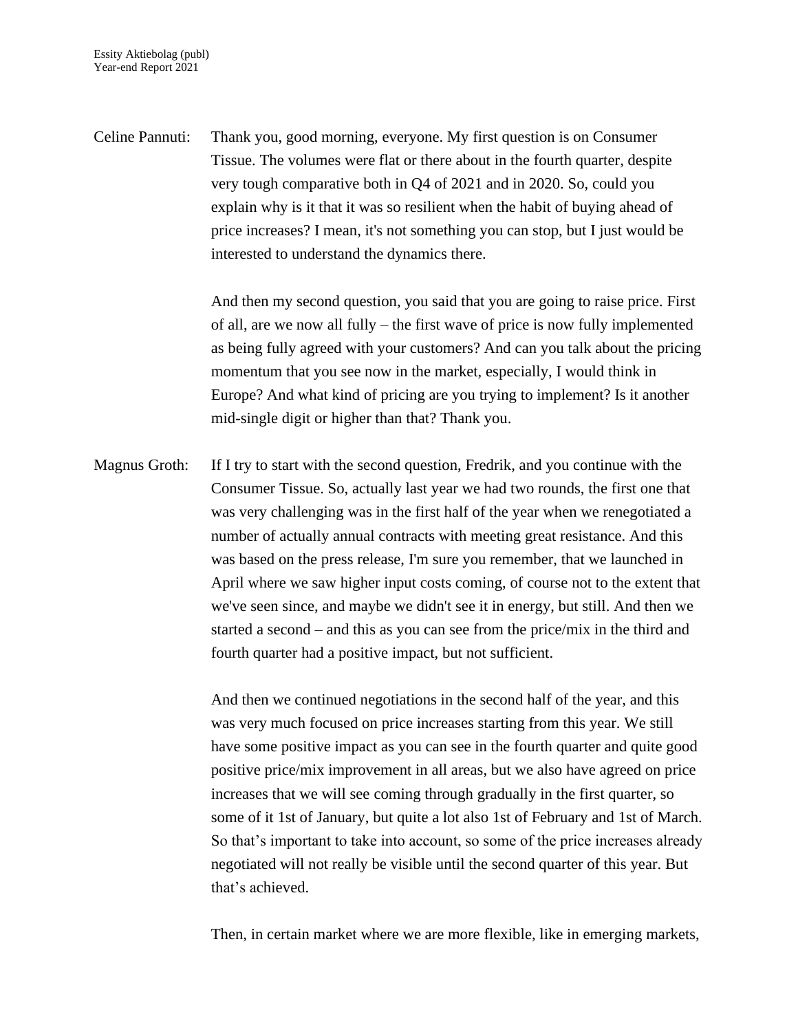Celine Pannuti: Thank you, good morning, everyone. My first question is on Consumer Tissue. The volumes were flat or there about in the fourth quarter, despite very tough comparative both in Q4 of 2021 and in 2020. So, could you explain why is it that it was so resilient when the habit of buying ahead of price increases? I mean, it's not something you can stop, but I just would be interested to understand the dynamics there.

And then my second question, you said that you are going to raise price. First of all, are we now all fully – the first wave of price is now fully implemented as being fully agreed with your customers? And can you talk about the pricing momentum that you see now in the market, especially, I would think in Europe? And what kind of pricing are you trying to implement? Is it another mid-single digit or higher than that? Thank you.

Magnus Groth: If I try to start with the second question, Fredrik, and you continue with the Consumer Tissue. So, actually last year we had two rounds, the first one that was very challenging was in the first half of the year when we renegotiated a number of actually annual contracts with meeting great resistance. And this was based on the press release, I'm sure you remember, that we launched in April where we saw higher input costs coming, of course not to the extent that we've seen since, and maybe we didn't see it in energy, but still. And then we started a second – and this as you can see from the price/mix in the third and fourth quarter had a positive impact, but not sufficient.

And then we continued negotiations in the second half of the year, and this was very much focused on price increases starting from this year. We still have some positive impact as you can see in the fourth quarter and quite good positive price/mix improvement in all areas, but we also have agreed on price increases that we will see coming through gradually in the first quarter, so some of it 1st of January, but quite a lot also 1st of February and 1st of March. So that's important to take into account, so some of the price increases already negotiated will not really be visible until the second quarter of this year. But that's achieved.

Then, in certain market where we are more flexible, like in emerging markets,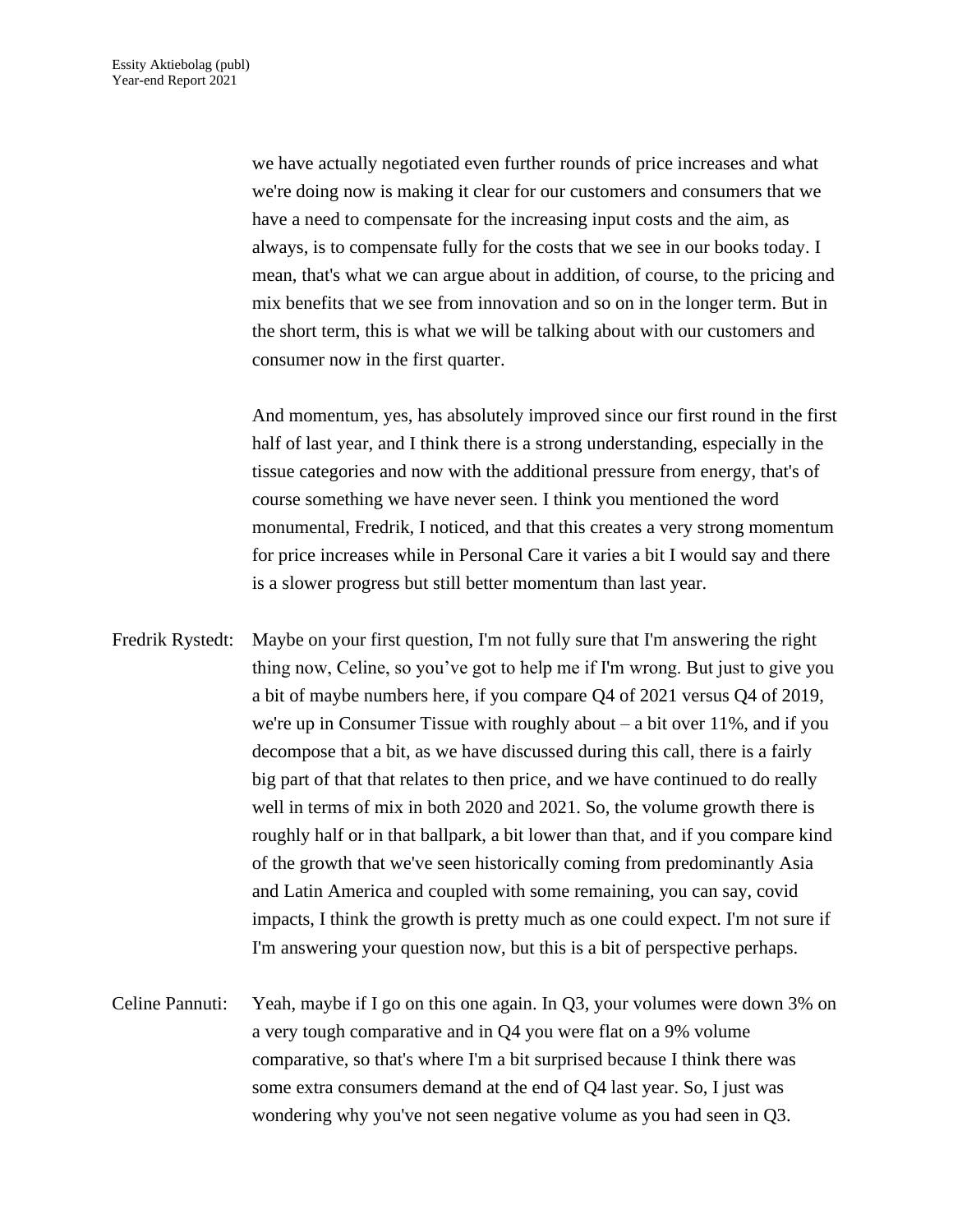we have actually negotiated even further rounds of price increases and what we're doing now is making it clear for our customers and consumers that we have a need to compensate for the increasing input costs and the aim, as always, is to compensate fully for the costs that we see in our books today. I mean, that's what we can argue about in addition, of course, to the pricing and mix benefits that we see from innovation and so on in the longer term. But in the short term, this is what we will be talking about with our customers and consumer now in the first quarter.

And momentum, yes, has absolutely improved since our first round in the first half of last year, and I think there is a strong understanding, especially in the tissue categories and now with the additional pressure from energy, that's of course something we have never seen. I think you mentioned the word monumental, Fredrik, I noticed, and that this creates a very strong momentum for price increases while in Personal Care it varies a bit I would say and there is a slower progress but still better momentum than last year.

Fredrik Rystedt: Maybe on your first question, I'm not fully sure that I'm answering the right thing now, Celine, so you've got to help me if I'm wrong. But just to give you a bit of maybe numbers here, if you compare Q4 of 2021 versus Q4 of 2019, we're up in Consumer Tissue with roughly about – a bit over 11%, and if you decompose that a bit, as we have discussed during this call, there is a fairly big part of that that relates to then price, and we have continued to do really well in terms of mix in both 2020 and 2021. So, the volume growth there is roughly half or in that ballpark, a bit lower than that, and if you compare kind of the growth that we've seen historically coming from predominantly Asia and Latin America and coupled with some remaining, you can say, covid impacts, I think the growth is pretty much as one could expect. I'm not sure if I'm answering your question now, but this is a bit of perspective perhaps.

Celine Pannuti: Yeah, maybe if I go on this one again. In Q3, your volumes were down 3% on a very tough comparative and in Q4 you were flat on a 9% volume comparative, so that's where I'm a bit surprised because I think there was some extra consumers demand at the end of Q4 last year. So, I just was wondering why you've not seen negative volume as you had seen in Q3.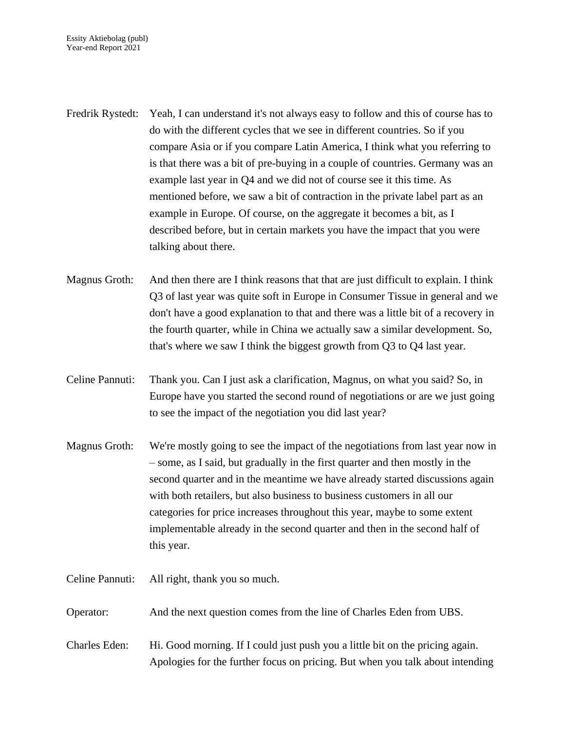Fredrik Rystedt: Yeah, I can understand it's not always easy to follow and this of course has to do with the different cycles that we see in different countries. So if you compare Asia or if you compare Latin America, I think what you referring to is that there was a bit of pre-buying in a couple of countries. Germany was an example last year in Q4 and we did not of course see it this time. As mentioned before, we saw a bit of contraction in the private label part as an example in Europe. Of course, on the aggregate it becomes a bit, as I described before, but in certain markets you have the impact that you were talking about there.

Magnus Groth: And then there are I think reasons that that are just difficult to explain. I think Q3 of last year was quite soft in Europe in Consumer Tissue in general and we don't have a good explanation to that and there was a little bit of a recovery in the fourth quarter, while in China we actually saw a similar development. So, that's where we saw I think the biggest growth from Q3 to Q4 last year.

Celine Pannuti: Thank you. Can I just ask a clarification, Magnus, on what you said? So, in Europe have you started the second round of negotiations or are we just going to see the impact of the negotiation you did last year?

Magnus Groth: We're mostly going to see the impact of the negotiations from last year now in – some, as I said, but gradually in the first quarter and then mostly in the second quarter and in the meantime we have already started discussions again with both retailers, but also business to business customers in all our categories for price increases throughout this year, maybe to some extent implementable already in the second quarter and then in the second half of this year.

Celine Pannuti: All right, thank you so much.

Operator: And the next question comes from the line of Charles Eden from UBS.

Charles Eden: Hi. Good morning. If I could just push you a little bit on the pricing again. Apologies for the further focus on pricing. But when you talk about intending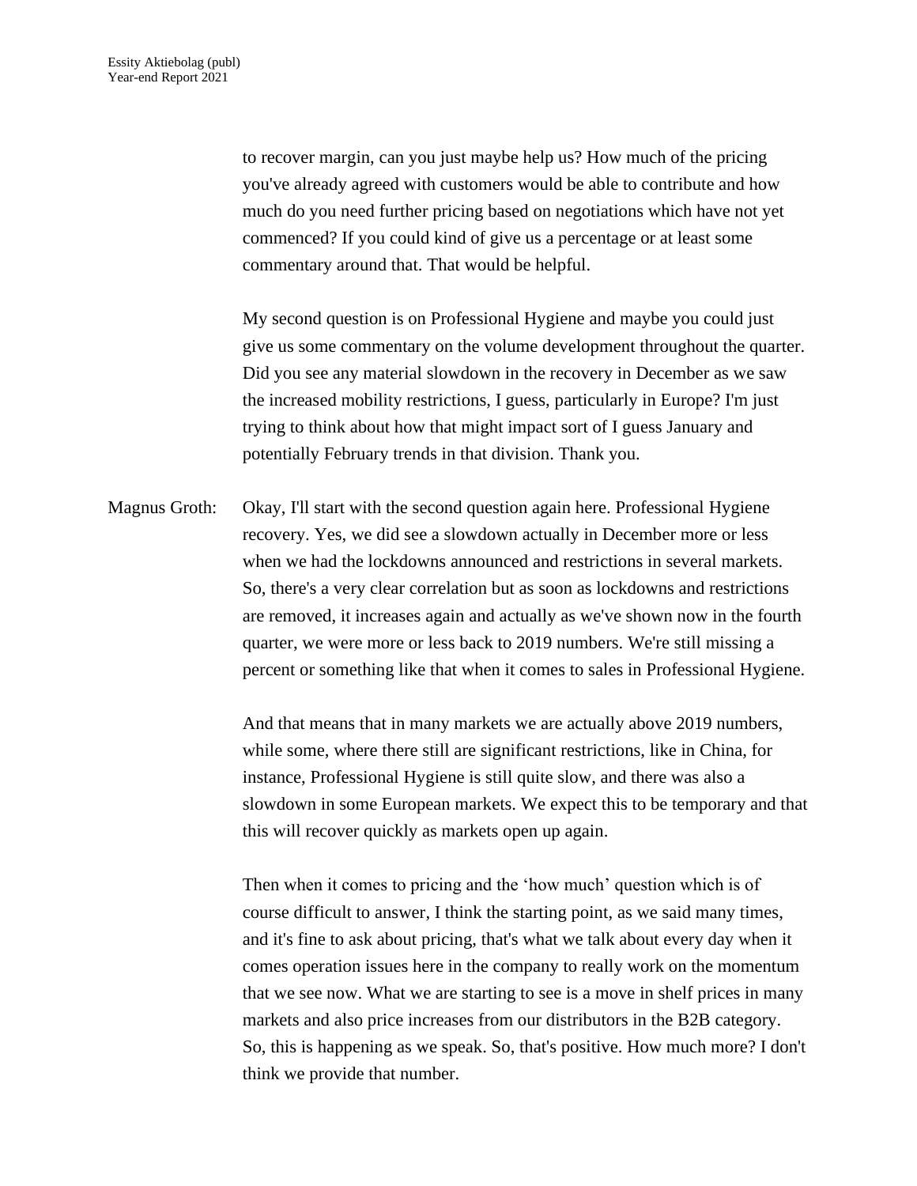to recover margin, can you just maybe help us? How much of the pricing you've already agreed with customers would be able to contribute and how much do you need further pricing based on negotiations which have not yet commenced? If you could kind of give us a percentage or at least some commentary around that. That would be helpful.

My second question is on Professional Hygiene and maybe you could just give us some commentary on the volume development throughout the quarter. Did you see any material slowdown in the recovery in December as we saw the increased mobility restrictions, I guess, particularly in Europe? I'm just trying to think about how that might impact sort of I guess January and potentially February trends in that division. Thank you.

Magnus Groth: Okay, I'll start with the second question again here. Professional Hygiene recovery. Yes, we did see a slowdown actually in December more or less when we had the lockdowns announced and restrictions in several markets. So, there's a very clear correlation but as soon as lockdowns and restrictions are removed, it increases again and actually as we've shown now in the fourth quarter, we were more or less back to 2019 numbers. We're still missing a percent or something like that when it comes to sales in Professional Hygiene.

And that means that in many markets we are actually above 2019 numbers, while some, where there still are significant restrictions, like in China, for instance, Professional Hygiene is still quite slow, and there was also a slowdown in some European markets. We expect this to be temporary and that this will recover quickly as markets open up again.

Then when it comes to pricing and the 'how much' question which is of course difficult to answer, I think the starting point, as we said many times, and it's fine to ask about pricing, that's what we talk about every day when it comes operation issues here in the company to really work on the momentum that we see now. What we are starting to see is a move in shelf prices in many markets and also price increases from our distributors in the B2B category. So, this is happening as we speak. So, that's positive. How much more? I don't think we provide that number.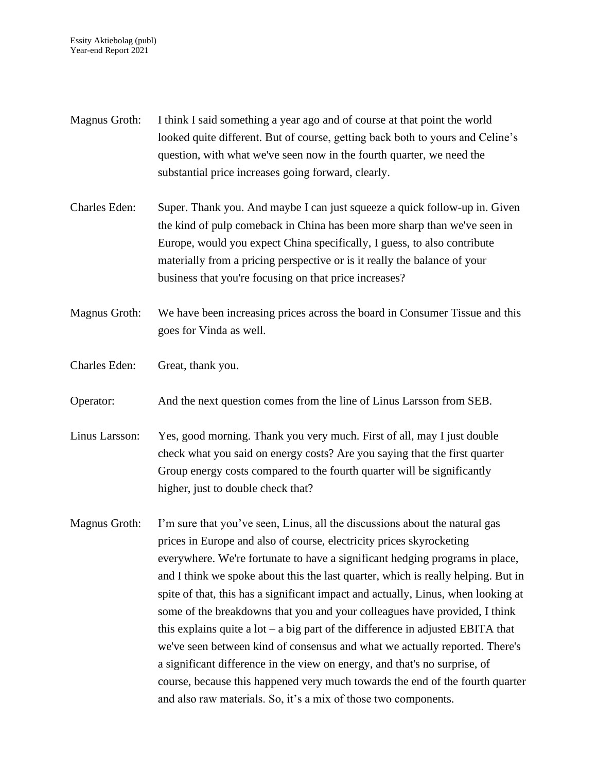Magnus Groth: I think I said something a year ago and of course at that point the world looked quite different. But of course, getting back both to yours and Celine's question, with what we've seen now in the fourth quarter, we need the substantial price increases going forward, clearly.

Charles Eden: Super. Thank you. And maybe I can just squeeze a quick follow-up in. Given the kind of pulp comeback in China has been more sharp than we've seen in Europe, would you expect China specifically, I guess, to also contribute materially from a pricing perspective or is it really the balance of your business that you're focusing on that price increases?

Magnus Groth: We have been increasing prices across the board in Consumer Tissue and this goes for Vinda as well.

Charles Eden: Great, thank you.

Operator: And the next question comes from the line of Linus Larsson from SEB.

Linus Larsson: Yes, good morning. Thank you very much. First of all, may I just double check what you said on energy costs? Are you saying that the first quarter Group energy costs compared to the fourth quarter will be significantly higher, just to double check that?

Magnus Groth: I'm sure that you've seen, Linus, all the discussions about the natural gas prices in Europe and also of course, electricity prices skyrocketing everywhere. We're fortunate to have a significant hedging programs in place, and I think we spoke about this the last quarter, which is really helping. But in spite of that, this has a significant impact and actually, Linus, when looking at some of the breakdowns that you and your colleagues have provided, I think this explains quite a lot – a big part of the difference in adjusted EBITA that we've seen between kind of consensus and what we actually reported. There's a significant difference in the view on energy, and that's no surprise, of course, because this happened very much towards the end of the fourth quarter and also raw materials. So, it's a mix of those two components.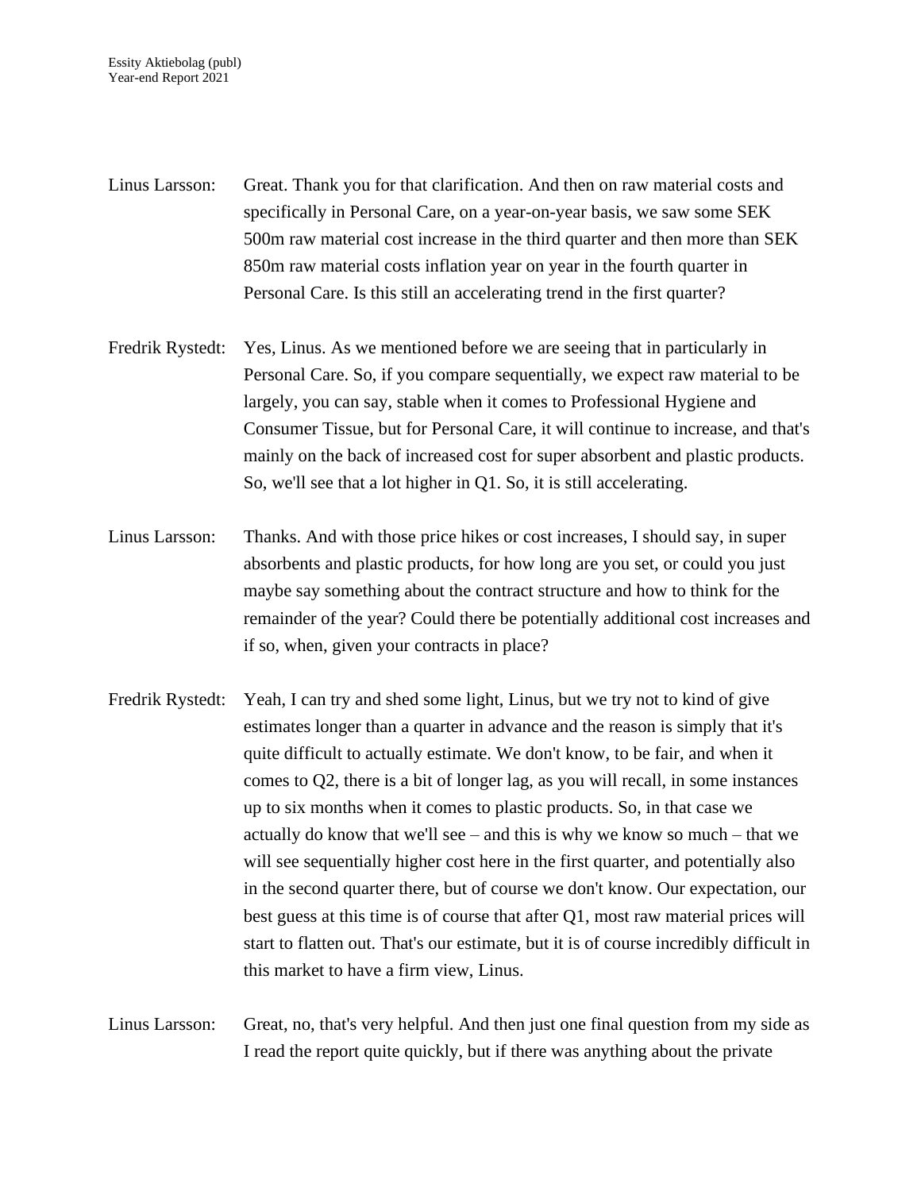Linus Larsson: Great. Thank you for that clarification. And then on raw material costs and specifically in Personal Care, on a year-on-year basis, we saw some SEK 500m raw material cost increase in the third quarter and then more than SEK 850m raw material costs inflation year on year in the fourth quarter in Personal Care. Is this still an accelerating trend in the first quarter?

Fredrik Rystedt: Yes, Linus. As we mentioned before we are seeing that in particularly in Personal Care. So, if you compare sequentially, we expect raw material to be largely, you can say, stable when it comes to Professional Hygiene and Consumer Tissue, but for Personal Care, it will continue to increase, and that's mainly on the back of increased cost for super absorbent and plastic products. So, we'll see that a lot higher in Q1. So, it is still accelerating.

Linus Larsson: Thanks. And with those price hikes or cost increases, I should say, in super absorbents and plastic products, for how long are you set, or could you just maybe say something about the contract structure and how to think for the remainder of the year? Could there be potentially additional cost increases and if so, when, given your contracts in place?

Fredrik Rystedt: Yeah, I can try and shed some light, Linus, but we try not to kind of give estimates longer than a quarter in advance and the reason is simply that it's quite difficult to actually estimate. We don't know, to be fair, and when it comes to Q2, there is a bit of longer lag, as you will recall, in some instances up to six months when it comes to plastic products. So, in that case we actually do know that we'll see – and this is why we know so much – that we will see sequentially higher cost here in the first quarter, and potentially also in the second quarter there, but of course we don't know. Our expectation, our best guess at this time is of course that after Q1, most raw material prices will start to flatten out. That's our estimate, but it is of course incredibly difficult in this market to have a firm view, Linus.

Linus Larsson: Great, no, that's very helpful. And then just one final question from my side as I read the report quite quickly, but if there was anything about the private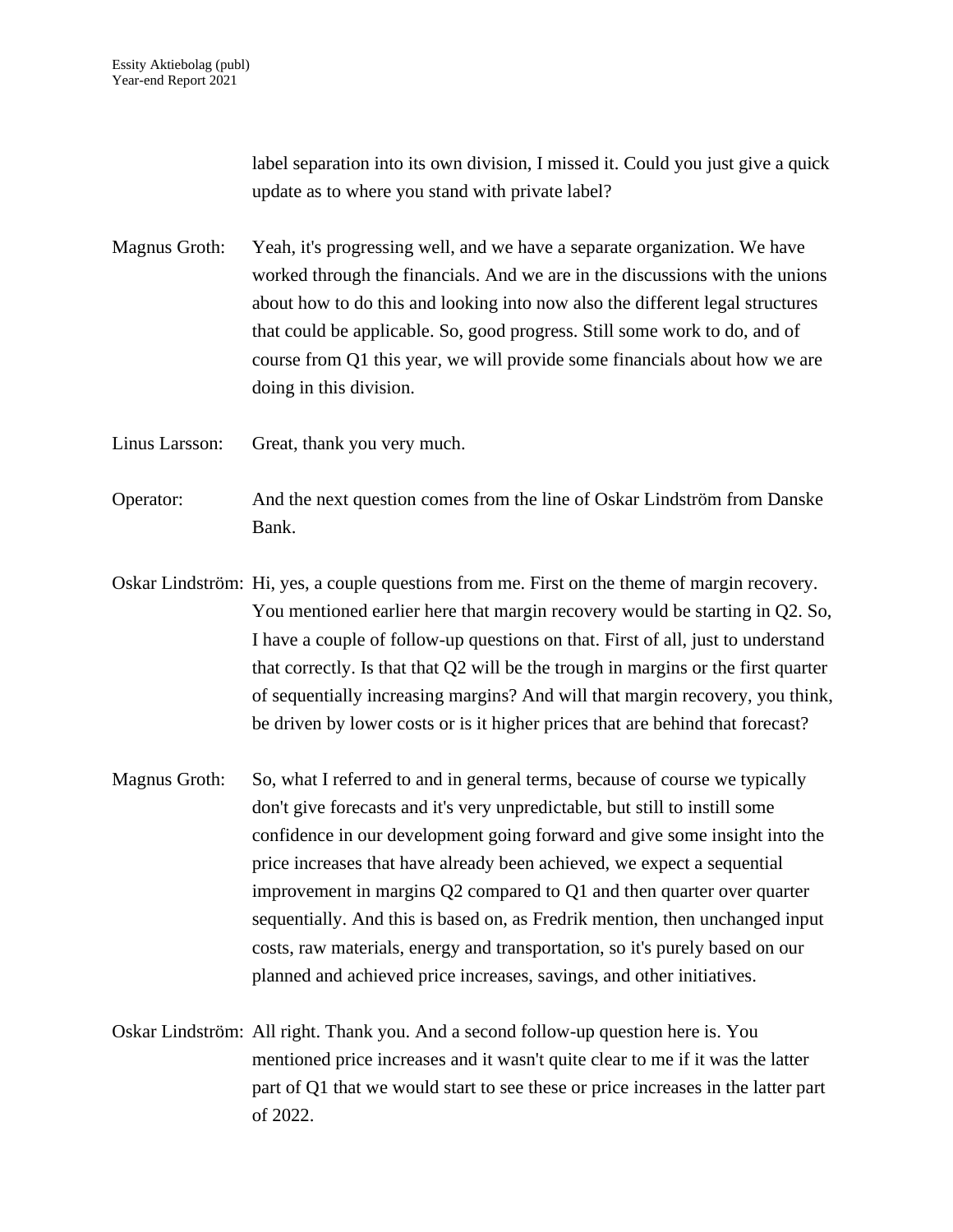label separation into its own division, I missed it. Could you just give a quick update as to where you stand with private label?

Magnus Groth: Yeah, it's progressing well, and we have a separate organization. We have worked through the financials. And we are in the discussions with the unions about how to do this and looking into now also the different legal structures that could be applicable. So, good progress. Still some work to do, and of course from Q1 this year, we will provide some financials about how we are doing in this division.

Linus Larsson: Great, thank you very much.

Operator: And the next question comes from the line of Oskar Lindström from Danske Bank.

Oskar Lindström: Hi, yes, a couple questions from me. First on the theme of margin recovery. You mentioned earlier here that margin recovery would be starting in Q2. So, I have a couple of follow-up questions on that. First of all, just to understand that correctly. Is that that Q2 will be the trough in margins or the first quarter of sequentially increasing margins? And will that margin recovery, you think, be driven by lower costs or is it higher prices that are behind that forecast?

Magnus Groth: So, what I referred to and in general terms, because of course we typically don't give forecasts and it's very unpredictable, but still to instill some confidence in our development going forward and give some insight into the price increases that have already been achieved, we expect a sequential improvement in margins Q2 compared to Q1 and then quarter over quarter sequentially. And this is based on, as Fredrik mention, then unchanged input costs, raw materials, energy and transportation, so it's purely based on our planned and achieved price increases, savings, and other initiatives.

Oskar Lindström: All right. Thank you. And a second follow-up question here is. You mentioned price increases and it wasn't quite clear to me if it was the latter part of Q1 that we would start to see these or price increases in the latter part of 2022.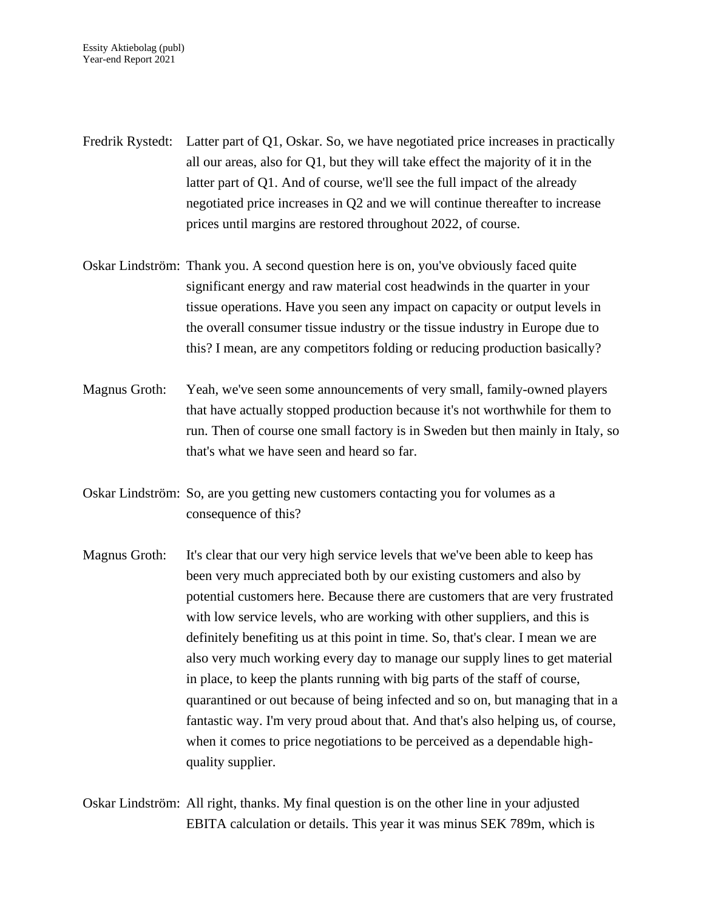Fredrik Rystedt: Latter part of Q1, Oskar. So, we have negotiated price increases in practically all our areas, also for Q1, but they will take effect the majority of it in the latter part of Q1. And of course, we'll see the full impact of the already negotiated price increases in Q2 and we will continue thereafter to increase prices until margins are restored throughout 2022, of course.

Oskar Lindström: Thank you. A second question here is on, you've obviously faced quite significant energy and raw material cost headwinds in the quarter in your tissue operations. Have you seen any impact on capacity or output levels in the overall consumer tissue industry or the tissue industry in Europe due to this? I mean, are any competitors folding or reducing production basically?

Magnus Groth: Yeah, we've seen some announcements of very small, family-owned players that have actually stopped production because it's not worthwhile for them to run. Then of course one small factory is in Sweden but then mainly in Italy, so that's what we have seen and heard so far.

Oskar Lindström: So, are you getting new customers contacting you for volumes as a consequence of this?

Magnus Groth: It's clear that our very high service levels that we've been able to keep has been very much appreciated both by our existing customers and also by potential customers here. Because there are customers that are very frustrated with low service levels, who are working with other suppliers, and this is definitely benefiting us at this point in time. So, that's clear. I mean we are also very much working every day to manage our supply lines to get material in place, to keep the plants running with big parts of the staff of course, quarantined or out because of being infected and so on, but managing that in a fantastic way. I'm very proud about that. And that's also helping us, of course, when it comes to price negotiations to be perceived as a dependable high-quality supplier.

Oskar Lindström: All right, thanks. My final question is on the other line in your adjusted EBITA calculation or details. This year it was minus SEK 789m, which is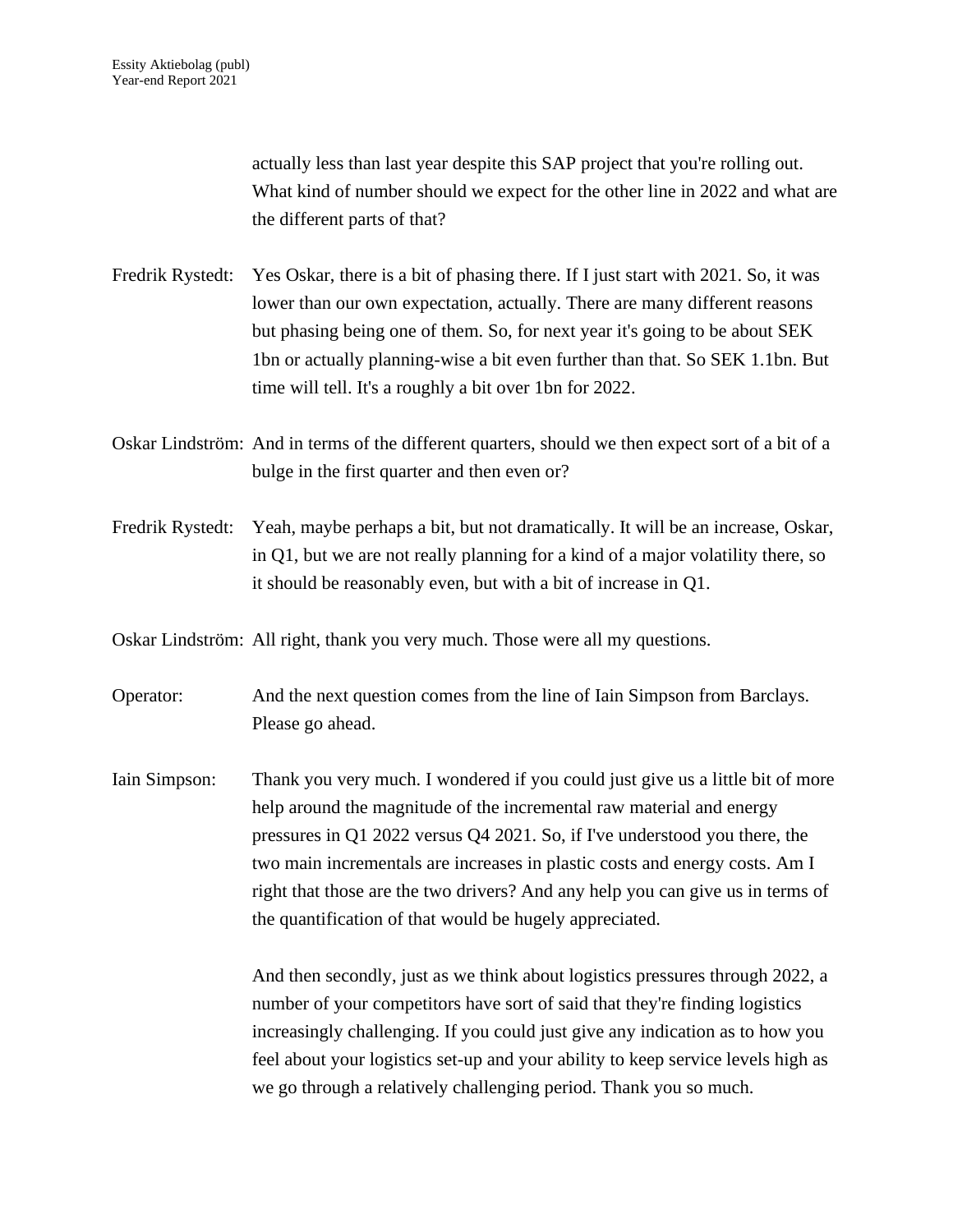actually less than last year despite this SAP project that you're rolling out. What kind of number should we expect for the other line in 2022 and what are the different parts of that?

Fredrik Rystedt: Yes Oskar, there is a bit of phasing there. If I just start with 2021. So, it was lower than our own expectation, actually. There are many different reasons but phasing being one of them. So, for next year it's going to be about SEK 1bn or actually planning-wise a bit even further than that. So SEK 1.1bn. But time will tell. It's a roughly a bit over 1bn for 2022.

Oskar Lindström: And in terms of the different quarters, should we then expect sort of a bit of a bulge in the first quarter and then even or?

Fredrik Rystedt: Yeah, maybe perhaps a bit, but not dramatically. It will be an increase, Oskar, in Q1, but we are not really planning for a kind of a major volatility there, so it should be reasonably even, but with a bit of increase in Q1.

Oskar Lindström: All right, thank you very much. Those were all my questions.

Operator: And the next question comes from the line of Iain Simpson from Barclays. Please go ahead.

Iain Simpson: Thank you very much. I wondered if you could just give us a little bit of more help around the magnitude of the incremental raw material and energy pressures in Q1 2022 versus Q4 2021. So, if I've understood you there, the two main incrementals are increases in plastic costs and energy costs. Am I right that those are the two drivers? And any help you can give us in terms of the quantification of that would be hugely appreciated.

And then secondly, just as we think about logistics pressures through 2022, a number of your competitors have sort of said that they're finding logistics increasingly challenging. If you could just give any indication as to how you feel about your logistics set-up and your ability to keep service levels high as we go through a relatively challenging period. Thank you so much.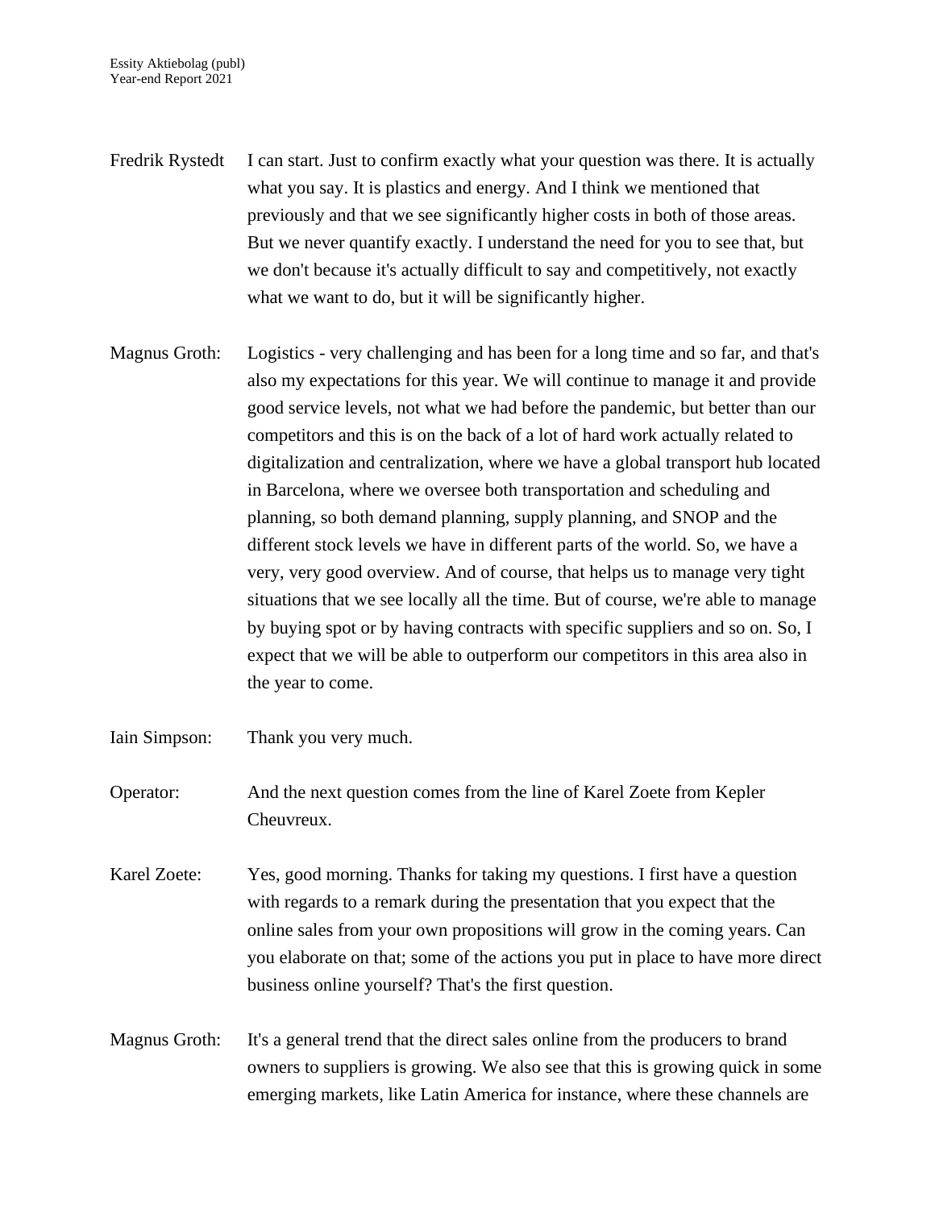Fredrik Rystedt I can start. Just to confirm exactly what your question was there. It is actually what you say. It is plastics and energy. And I think we mentioned that previously and that we see significantly higher costs in both of those areas. But we never quantify exactly. I understand the need for you to see that, but we don't because it's actually difficult to say and competitively, not exactly what we want to do, but it will be significantly higher.

Magnus Groth: Logistics - very challenging and has been for a long time and so far, and that's also my expectations for this year. We will continue to manage it and provide good service levels, not what we had before the pandemic, but better than our competitors and this is on the back of a lot of hard work actually related to digitalization and centralization, where we have a global transport hub located in Barcelona, where we oversee both transportation and scheduling and planning, so both demand planning, supply planning, and SNOP and the different stock levels we have in different parts of the world. So, we have a very, very good overview. And of course, that helps us to manage very tight situations that we see locally all the time. But of course, we're able to manage by buying spot or by having contracts with specific suppliers and so on. So, I expect that we will be able to outperform our competitors in this area also in the year to come.

Iain Simpson: Thank you very much.

Operator: And the next question comes from the line of Karel Zoete from Kepler Cheuvreux.

Karel Zoete: Yes, good morning. Thanks for taking my questions. I first have a question with regards to a remark during the presentation that you expect that the online sales from your own propositions will grow in the coming years. Can you elaborate on that; some of the actions you put in place to have more direct business online yourself? That's the first question.

Magnus Groth: It's a general trend that the direct sales online from the producers to brand owners to suppliers is growing. We also see that this is growing quick in some emerging markets, like Latin America for instance, where these channels are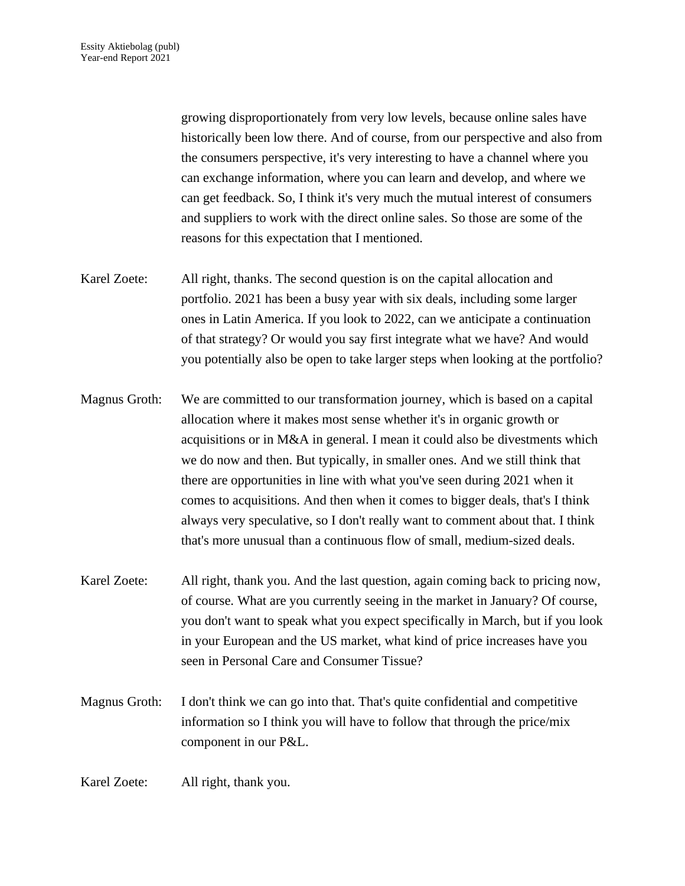growing disproportionately from very low levels, because online sales have historically been low there. And of course, from our perspective and also from the consumers perspective, it's very interesting to have a channel where you can exchange information, where you can learn and develop, and where we can get feedback. So, I think it's very much the mutual interest of consumers and suppliers to work with the direct online sales. So those are some of the reasons for this expectation that I mentioned.

Karel Zoete: All right, thanks. The second question is on the capital allocation and portfolio. 2021 has been a busy year with six deals, including some larger ones in Latin America. If you look to 2022, can we anticipate a continuation of that strategy? Or would you say first integrate what we have? And would you potentially also be open to take larger steps when looking at the portfolio?

Magnus Groth: We are committed to our transformation journey, which is based on a capital allocation where it makes most sense whether it's in organic growth or acquisitions or in M&A in general. I mean it could also be divestments which we do now and then. But typically, in smaller ones. And we still think that there are opportunities in line with what you've seen during 2021 when it comes to acquisitions. And then when it comes to bigger deals, that's I think always very speculative, so I don't really want to comment about that. I think that's more unusual than a continuous flow of small, medium-sized deals.

Karel Zoete: All right, thank you. And the last question, again coming back to pricing now, of course. What are you currently seeing in the market in January? Of course, you don't want to speak what you expect specifically in March, but if you look in your European and the US market, what kind of price increases have you seen in Personal Care and Consumer Tissue?

Magnus Groth: I don't think we can go into that. That's quite confidential and competitive information so I think you will have to follow that through the price/mix component in our P&L.

Karel Zoete: All right, thank you.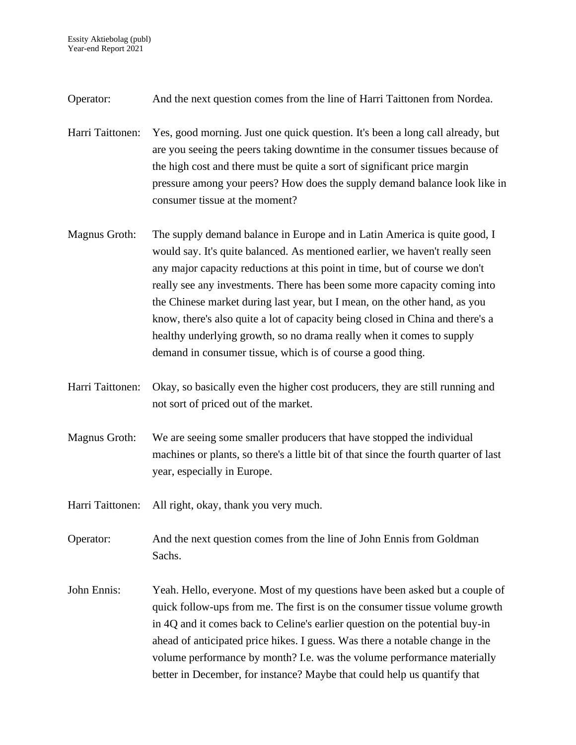Operator: And the next question comes from the line of Harri Taittonen from Nordea.

Harri Taittonen: Yes, good morning. Just one quick question. It's been a long call already, but are you seeing the peers taking downtime in the consumer tissues because of the high cost and there must be quite a sort of significant price margin pressure among your peers? How does the supply demand balance look like in consumer tissue at the moment?

Magnus Groth: The supply demand balance in Europe and in Latin America is quite good, I would say. It's quite balanced. As mentioned earlier, we haven't really seen any major capacity reductions at this point in time, but of course we don't really see any investments. There has been some more capacity coming into the Chinese market during last year, but I mean, on the other hand, as you know, there's also quite a lot of capacity being closed in China and there's a healthy underlying growth, so no drama really when it comes to supply demand in consumer tissue, which is of course a good thing.

Harri Taittonen: Okay, so basically even the higher cost producers, they are still running and not sort of priced out of the market.

Magnus Groth: We are seeing some smaller producers that have stopped the individual machines or plants, so there's a little bit of that since the fourth quarter of last year, especially in Europe.

Harri Taittonen: All right, okay, thank you very much.

Operator: And the next question comes from the line of John Ennis from Goldman Sachs.

John Ennis: Yeah. Hello, everyone. Most of my questions have been asked but a couple of quick follow-ups from me. The first is on the consumer tissue volume growth in 4Q and it comes back to Celine's earlier question on the potential buy-in ahead of anticipated price hikes. I guess. Was there a notable change in the volume performance by month? I.e. was the volume performance materially better in December, for instance? Maybe that could help us quantify that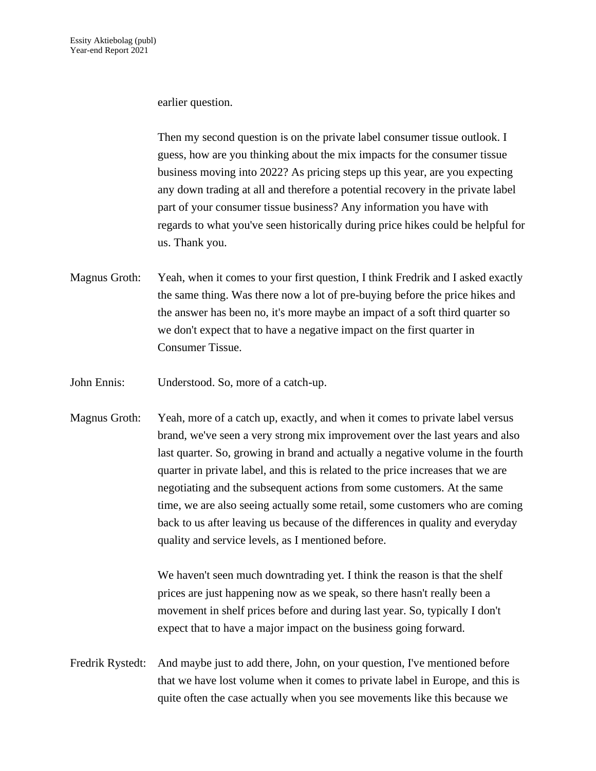earlier question.

Then my second question is on the private label consumer tissue outlook. I guess, how are you thinking about the mix impacts for the consumer tissue business moving into 2022? As pricing steps up this year, are you expecting any down trading at all and therefore a potential recovery in the private label part of your consumer tissue business? Any information you have with regards to what you've seen historically during price hikes could be helpful for us. Thank you.

Magnus Groth: Yeah, when it comes to your first question, I think Fredrik and I asked exactly the same thing. Was there now a lot of pre-buying before the price hikes and the answer has been no, it's more maybe an impact of a soft third quarter so we don't expect that to have a negative impact on the first quarter in Consumer Tissue.

John Ennis: Understood. So, more of a catch-up.

Magnus Groth: Yeah, more of a catch up, exactly, and when it comes to private label versus brand, we've seen a very strong mix improvement over the last years and also last quarter. So, growing in brand and actually a negative volume in the fourth quarter in private label, and this is related to the price increases that we are negotiating and the subsequent actions from some customers. At the same time, we are also seeing actually some retail, some customers who are coming back to us after leaving us because of the differences in quality and everyday quality and service levels, as I mentioned before.

We haven't seen much downtrading yet. I think the reason is that the shelf prices are just happening now as we speak, so there hasn't really been a movement in shelf prices before and during last year. So, typically I don't expect that to have a major impact on the business going forward.

Fredrik Rystedt: And maybe just to add there, John, on your question, I've mentioned before that we have lost volume when it comes to private label in Europe, and this is quite often the case actually when you see movements like this because we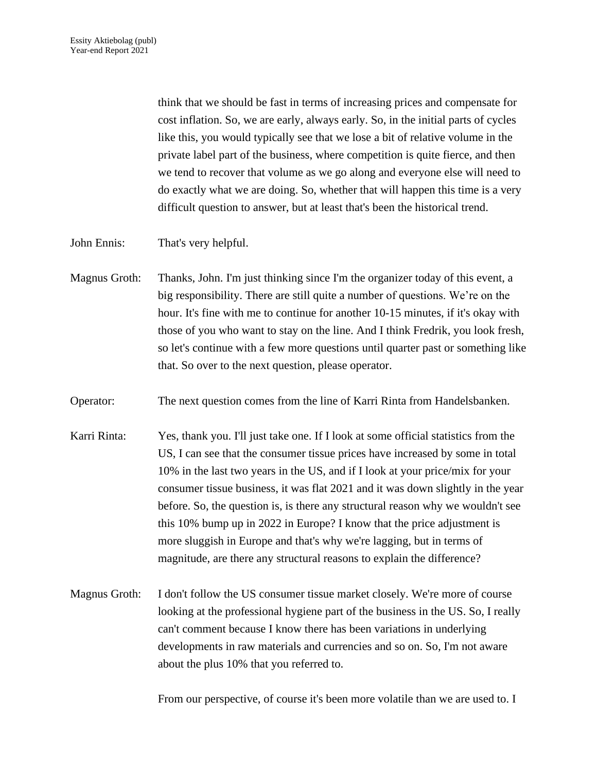think that we should be fast in terms of increasing prices and compensate for cost inflation. So, we are early, always early. So, in the initial parts of cycles like this, you would typically see that we lose a bit of relative volume in the private label part of the business, where competition is quite fierce, and then we tend to recover that volume as we go along and everyone else will need to do exactly what we are doing. So, whether that will happen this time is a very difficult question to answer, but at least that's been the historical trend.

John Ennis: That's very helpful.

Magnus Groth: Thanks, John. I'm just thinking since I'm the organizer today of this event, a big responsibility. There are still quite a number of questions. We're on the hour. It's fine with me to continue for another 10-15 minutes, if it's okay with those of you who want to stay on the line. And I think Fredrik, you look fresh, so let's continue with a few more questions until quarter past or something like that. So over to the next question, please operator.

Operator: The next question comes from the line of Karri Rinta from Handelsbanken.

Karri Rinta: Yes, thank you. I'll just take one. If I look at some official statistics from the US, I can see that the consumer tissue prices have increased by some in total 10% in the last two years in the US, and if I look at your price/mix for your consumer tissue business, it was flat 2021 and it was down slightly in the year before. So, the question is, is there any structural reason why we wouldn't see this 10% bump up in 2022 in Europe? I know that the price adjustment is more sluggish in Europe and that's why we're lagging, but in terms of magnitude, are there any structural reasons to explain the difference?

Magnus Groth: I don't follow the US consumer tissue market closely. We're more of course looking at the professional hygiene part of the business in the US. So, I really can't comment because I know there has been variations in underlying developments in raw materials and currencies and so on. So, I'm not aware about the plus 10% that you referred to.

From our perspective, of course it's been more volatile than we are used to. I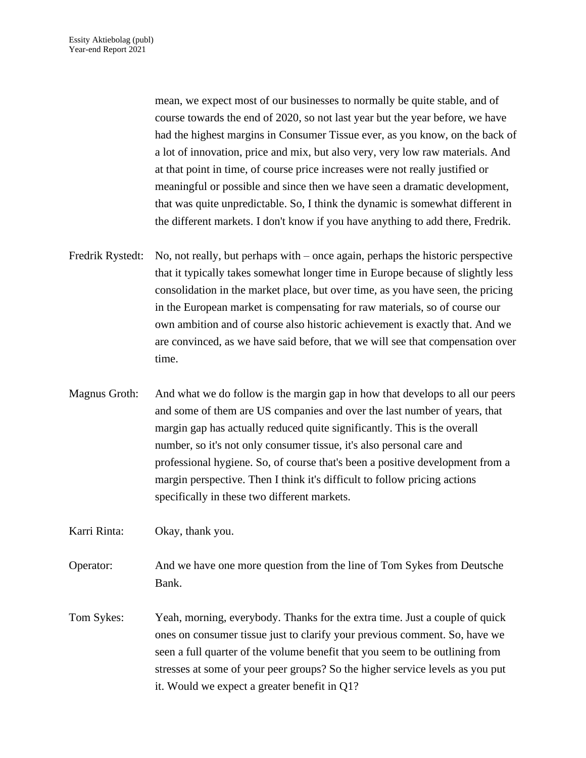mean, we expect most of our businesses to normally be quite stable, and of course towards the end of 2020, so not last year but the year before, we have had the highest margins in Consumer Tissue ever, as you know, on the back of a lot of innovation, price and mix, but also very, very low raw materials. And at that point in time, of course price increases were not really justified or meaningful or possible and since then we have seen a dramatic development, that was quite unpredictable. So, I think the dynamic is somewhat different in the different markets. I don't know if you have anything to add there, Fredrik.

Fredrik Rystedt: No, not really, but perhaps with – once again, perhaps the historic perspective that it typically takes somewhat longer time in Europe because of slightly less consolidation in the market place, but over time, as you have seen, the pricing in the European market is compensating for raw materials, so of course our own ambition and of course also historic achievement is exactly that. And we are convinced, as we have said before, that we will see that compensation over time.

Magnus Groth: And what we do follow is the margin gap in how that develops to all our peers and some of them are US companies and over the last number of years, that margin gap has actually reduced quite significantly. This is the overall number, so it's not only consumer tissue, it's also personal care and professional hygiene. So, of course that's been a positive development from a margin perspective. Then I think it's difficult to follow pricing actions specifically in these two different markets.

Karri Rinta: Okay, thank you.

Operator: And we have one more question from the line of Tom Sykes from Deutsche Bank.

Tom Sykes: Yeah, morning, everybody. Thanks for the extra time. Just a couple of quick ones on consumer tissue just to clarify your previous comment. So, have we seen a full quarter of the volume benefit that you seem to be outlining from stresses at some of your peer groups? So the higher service levels as you put it. Would we expect a greater benefit in Q1?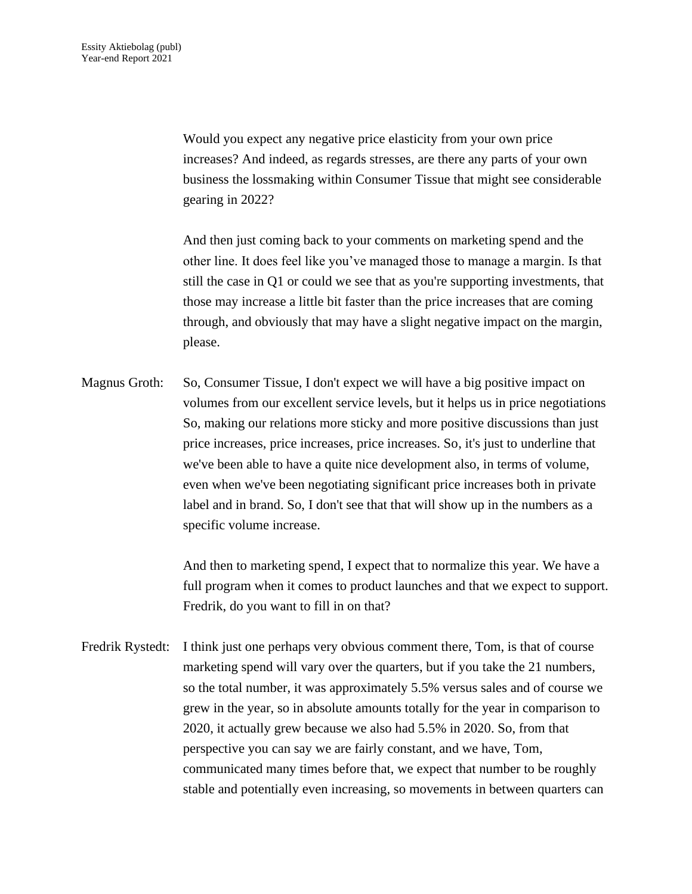Would you expect any negative price elasticity from your own price increases? And indeed, as regards stresses, are there any parts of your own business the lossmaking within Consumer Tissue that might see considerable gearing in 2022?

And then just coming back to your comments on marketing spend and the other line. It does feel like you've managed those to manage a margin. Is that still the case in Q1 or could we see that as you're supporting investments, that those may increase a little bit faster than the price increases that are coming through, and obviously that may have a slight negative impact on the margin, please.

Magnus Groth: So, Consumer Tissue, I don't expect we will have a big positive impact on volumes from our excellent service levels, but it helps us in price negotiations So, making our relations more sticky and more positive discussions than just price increases, price increases, price increases. So, it's just to underline that we've been able to have a quite nice development also, in terms of volume, even when we've been negotiating significant price increases both in private label and in brand. So, I don't see that that will show up in the numbers as a specific volume increase.

And then to marketing spend, I expect that to normalize this year. We have a full program when it comes to product launches and that we expect to support. Fredrik, do you want to fill in on that?

Fredrik Rystedt: I think just one perhaps very obvious comment there, Tom, is that of course marketing spend will vary over the quarters, but if you take the 21 numbers, so the total number, it was approximately 5.5% versus sales and of course we grew in the year, so in absolute amounts totally for the year in comparison to 2020, it actually grew because we also had 5.5% in 2020. So, from that perspective you can say we are fairly constant, and we have, Tom, communicated many times before that, we expect that number to be roughly stable and potentially even increasing, so movements in between quarters can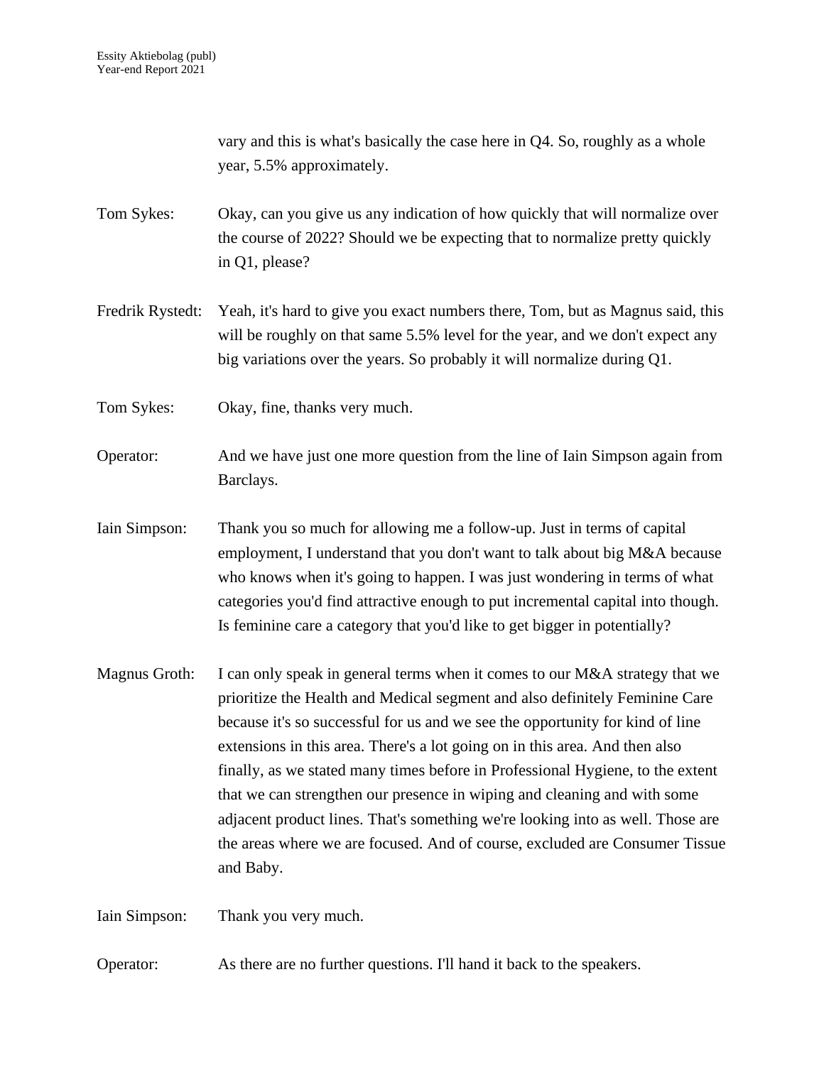vary and this is what's basically the case here in Q4. So, roughly as a whole year, 5.5% approximately.

Tom Sykes: Okay, can you give us any indication of how quickly that will normalize over the course of 2022? Should we be expecting that to normalize pretty quickly in Q1, please?

Fredrik Rystedt: Yeah, it's hard to give you exact numbers there, Tom, but as Magnus said, this will be roughly on that same 5.5% level for the year, and we don't expect any big variations over the years. So probably it will normalize during Q1.

Tom Sykes: Okay, fine, thanks very much.

Operator: And we have just one more question from the line of Iain Simpson again from Barclays.

Iain Simpson: Thank you so much for allowing me a follow-up. Just in terms of capital employment, I understand that you don't want to talk about big M&A because who knows when it's going to happen. I was just wondering in terms of what categories you'd find attractive enough to put incremental capital into though. Is feminine care a category that you'd like to get bigger in potentially?

Magnus Groth: I can only speak in general terms when it comes to our M&A strategy that we prioritize the Health and Medical segment and also definitely Feminine Care because it's so successful for us and we see the opportunity for kind of line extensions in this area. There's a lot going on in this area. And then also finally, as we stated many times before in Professional Hygiene, to the extent that we can strengthen our presence in wiping and cleaning and with some adjacent product lines. That's something we're looking into as well. Those are the areas where we are focused. And of course, excluded are Consumer Tissue and Baby.

Iain Simpson: Thank you very much.

Operator: As there are no further questions. I'll hand it back to the speakers.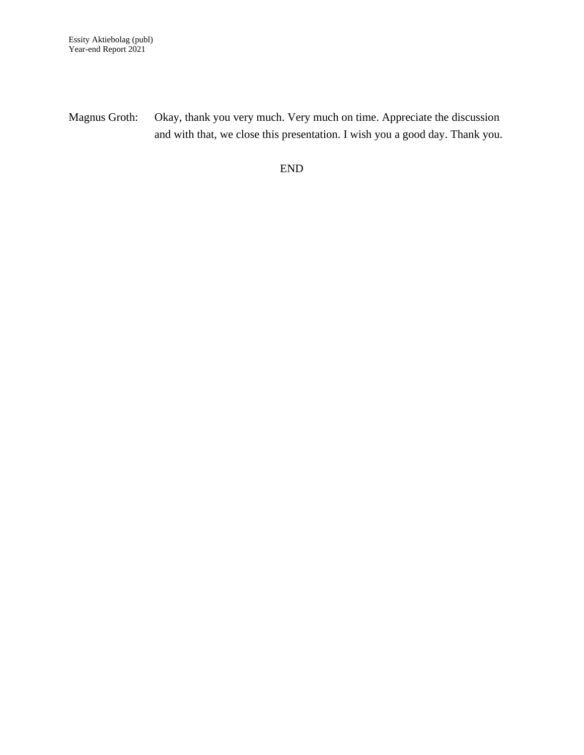Magnus Groth: Okay, thank you very much. Very much on time. Appreciate the discussion and with that, we close this presentation. I wish you a good day. Thank you.

END